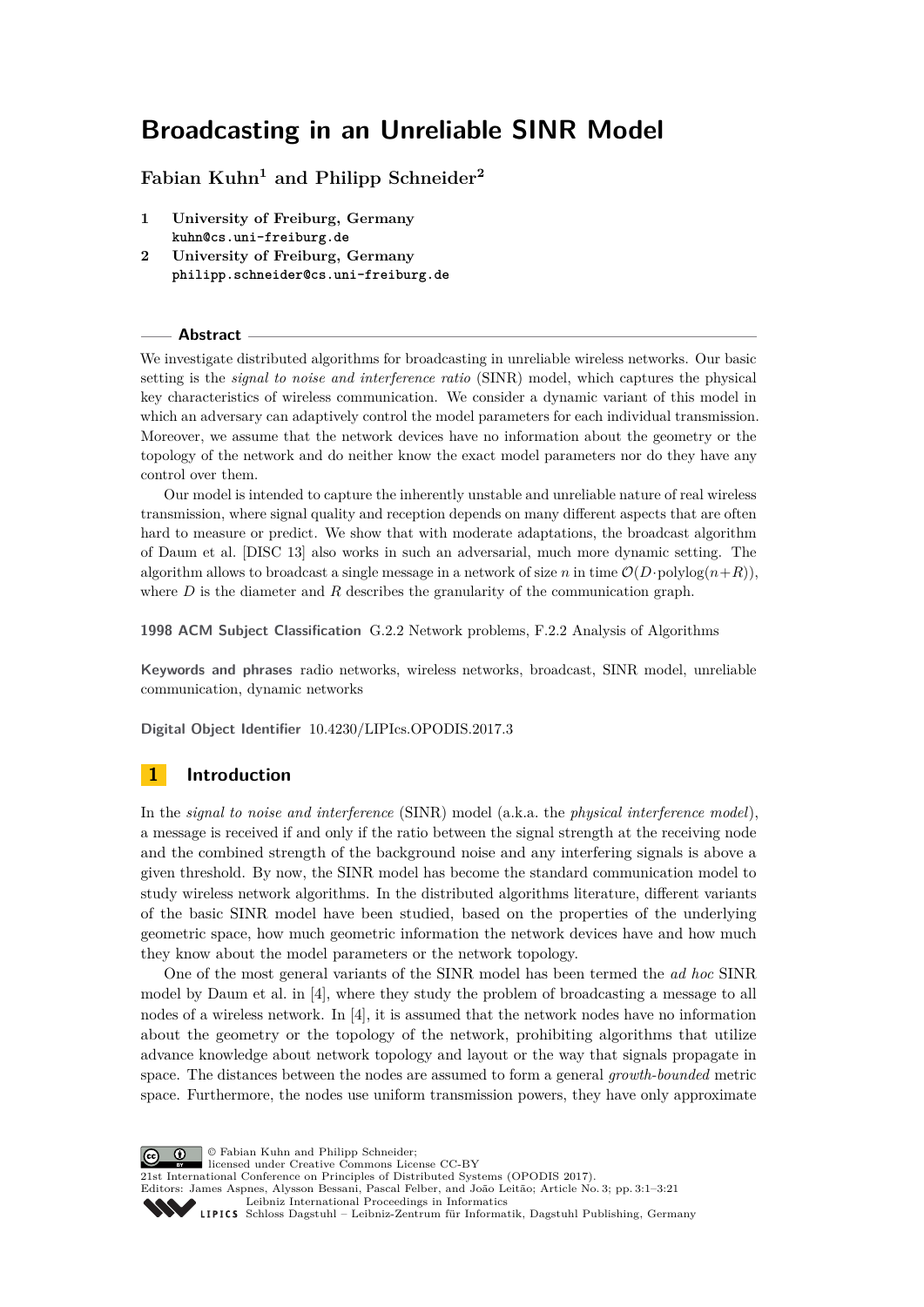# Broadcasting in an Unreliable SINR Model

**Fabian Kuhn[1] and Philipp Schneider[2]**

1 **University of Freiburg, Germany**
`kuhn@cs.uni-freiburg.de`

2 **University of Freiburg, Germany**
`philipp.schneider@cs.uni-freiburg.de`

## Abstract

We investigate distributed algorithms for broadcasting in unreliable wireless networks. Our basic setting is the *signal to noise and interference ratio* (SINR) model, which captures the physical key characteristics of wireless communication. We consider a dynamic variant of this model in which an adversary can adaptively control the model parameters for each individual transmission. Moreover, we assume that the network devices have no information about the geometry or the topology of the network and do neither know the exact model parameters nor do they have any control over them.

Our model is intended to capture the inherently unstable and unreliable nature of real wireless transmission, where signal quality and reception depends on many different aspects that are often hard to measure or predict. We show that with moderate adaptations, the broadcast algorithm of Daum et al. [DISC 13] also works in such an adversarial, much more dynamic setting. The algorithm allows to broadcast a single message in a network of size $n$ in time $\mathcal{O}(D \cdot \mathrm{polylog}(n+R))$, where $D$ is the diameter and $R$ describes the granularity of the communication graph.

**1998 ACM Subject Classification** G.2.2 Network problems, F.2.2 Analysis of Algorithms

**Keywords and phrases** radio networks, wireless networks, broadcast, SINR model, unreliable communication, dynamic networks

**Digital Object Identifier** 10.4230/LIPIcs.OPODIS.2017.3

## 1 Introduction

In the *signal to noise and interference* (SINR) model (a.k.a. the *physical interference model*), a message is received if and only if the ratio between the signal strength at the receiving node and the combined strength of the background noise and any interfering signals is above a given threshold. By now, the SINR model has become the standard communication model to study wireless network algorithms. In the distributed algorithms literature, different variants of the basic SINR model have been studied, based on the properties of the underlying geometric space, how much geometric information the network devices have and how much they know about the model parameters or the network topology.

One of the most general variants of the SINR model has been termed the *ad hoc* SINR model by Daum et al. in [4], where they study the problem of broadcasting a message to all nodes of a wireless network. In [4], it is assumed that the network nodes have no information about the geometry or the topology of the network, prohibiting algorithms that utilize advance knowledge about network topology and layout or the way that signals propagate in space. The distances between the nodes are assumed to form a general *growth-bounded* metric space. Furthermore, the nodes use uniform transmission powers, they have only approximate

© Fabian Kuhn and Philipp Schneider;
licensed under Creative Commons License CC-BY
21st International Conference on Principles of Distributed Systems (OPODIS 2017).
Editors: James Aspnes, Alysson Bessani, Pascal Felber, and João Leitão; Article No. 3; pp. 3:1–3:21
Leibniz International Proceedings in Informatics
Schloss Dagstuhl – Leibniz-Zentrum für Informatik, Dagstuhl Publishing, Germany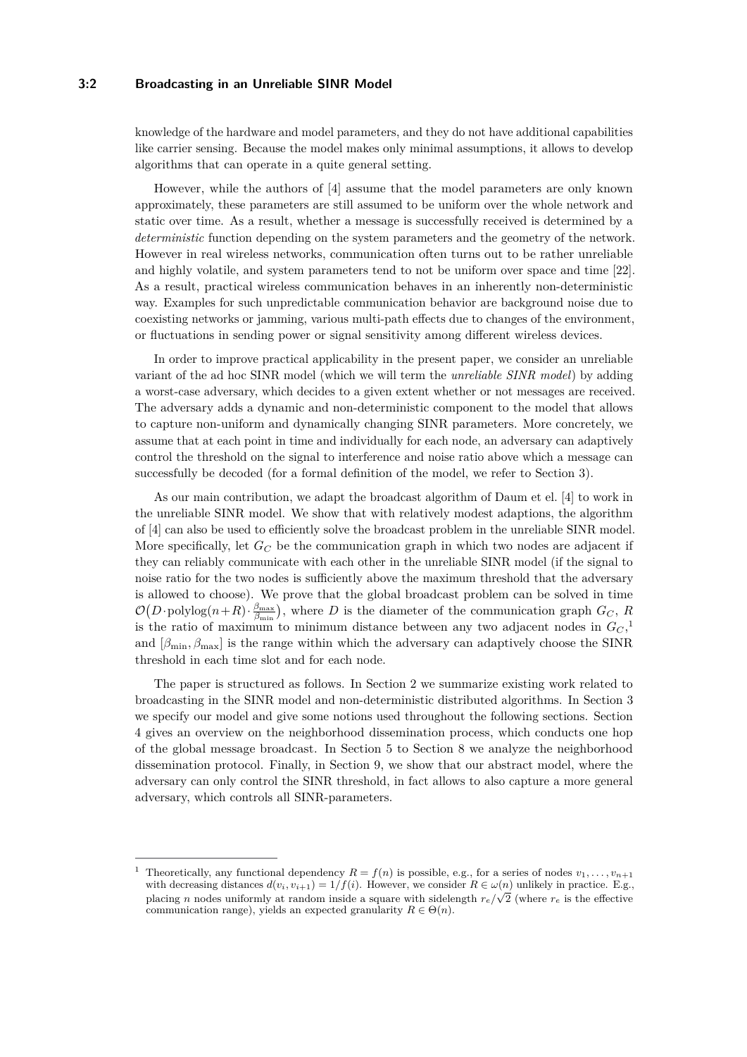knowledge of the hardware and model parameters, and they do not have additional capabilities like carrier sensing. Because the model makes only minimal assumptions, it allows to develop algorithms that can operate in a quite general setting.

However, while the authors of [4] assume that the model parameters are only known approximately, these parameters are still assumed to be uniform over the whole network and static over time. As a result, whether a message is successfully received is determined by a *deterministic* function depending on the system parameters and the geometry of the network. However in real wireless networks, communication often turns out to be rather unreliable and highly volatile, and system parameters tend to not be uniform over space and time [22]. As a result, practical wireless communication behaves in an inherently non-deterministic way. Examples for such unpredictable communication behavior are background noise due to coexisting networks or jamming, various multi-path effects due to changes of the environment, or fluctuations in sending power or signal sensitivity among different wireless devices.

In order to improve practical applicability in the present paper, we consider an unreliable variant of the ad hoc SINR model (which we will term the *unreliable SINR model*) by adding a worst-case adversary, which decides to a given extent whether or not messages are received. The adversary adds a dynamic and non-deterministic component to the model that allows to capture non-uniform and dynamically changing SINR parameters. More concretely, we assume that at each point in time and individually for each node, an adversary can adaptively control the threshold on the signal to interference and noise ratio above which a message can successfully be decoded (for a formal definition of the model, we refer to Section 3).

As our main contribution, we adapt the broadcast algorithm of Daum et el. [4] to work in the unreliable SINR model. We show that with relatively modest adaptions, the algorithm of [4] can also be used to efficiently solve the broadcast problem in the unreliable SINR model. More specifically, let $G_C$ be the communication graph in which two nodes are adjacent if they can reliably communicate with each other in the unreliable SINR model (if the signal to noise ratio for the two nodes is sufficiently above the maximum threshold that the adversary is allowed to choose). We prove that the global broadcast problem can be solved in time $\mathcal{O}\big(D\cdot\text{polylog}(n+R)\cdot\frac{\beta_{\max}}{\beta_{\min}}\big)$, where $D$ is the diameter of the communication graph $G_C$, $R$ is the ratio of maximum to minimum distance between any two adjacent nodes in $G_C$,[1] and $[\beta_{\min}, \beta_{\max}]$ is the range within which the adversary can adaptively choose the SINR threshold in each time slot and for each node.

The paper is structured as follows. In Section 2 we summarize existing work related to broadcasting in the SINR model and non-deterministic distributed algorithms. In Section 3 we specify our model and give some notions used throughout the following sections. Section 4 gives an overview on the neighborhood dissemination process, which conducts one hop of the global message broadcast. In Section 5 to Section 8 we analyze the neighborhood dissemination protocol. Finally, in Section 9, we show that our abstract model, where the adversary can only control the SINR threshold, in fact allows to also capture a more general adversary, which controls all SINR-parameters.

---

[1] Theoretically, any functional dependency $R = f(n)$ is possible, e.g., for a series of nodes $v_1, \dots, v_{n+1}$ with decreasing distances $d(v_i, v_{i+1}) = 1/f(i)$. However, we consider $R \in \omega(n)$ unlikely in practice. E.g., placing $n$ nodes uniformly at random inside a square with sidelength $r_e/\sqrt{2}$ (where $r_e$ is the effective communication range), yields an expected granularity $R \in \Theta(n)$.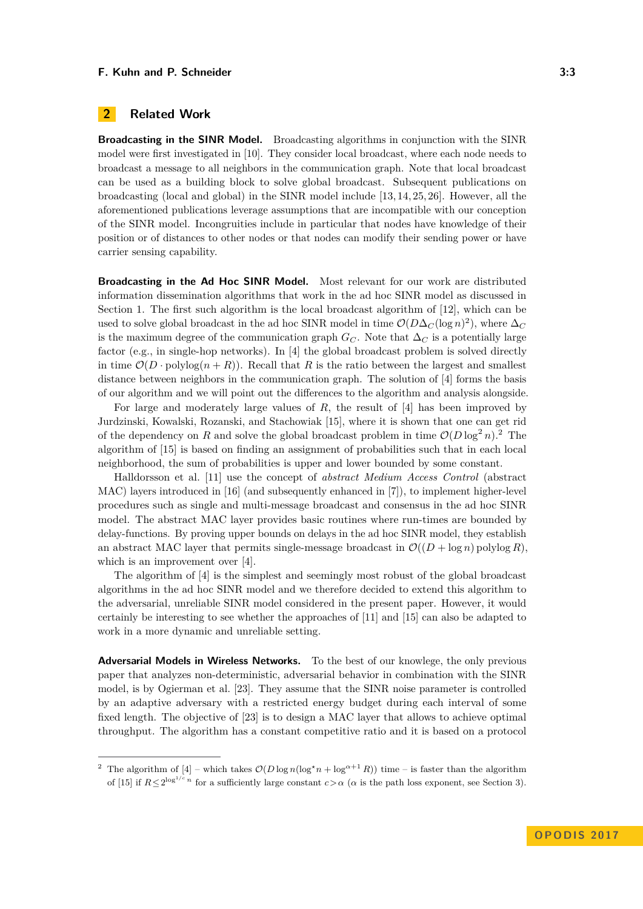## 2 Related Work

**Broadcasting in the SINR Model.** Broadcasting algorithms in conjunction with the SINR model were first investigated in [10]. They consider local broadcast, where each node needs to broadcast a message to all neighbors in the communication graph. Note that local broadcast can be used as a building block to solve global broadcast. Subsequent publications on broadcasting (local and global) in the SINR model include [13, 14, 25, 26]. However, all the aforementioned publications leverage assumptions that are incompatible with our conception of the SINR model. Incongruities include in particular that nodes have knowledge of their position or of distances to other nodes or that nodes can modify their sending power or have carrier sensing capability.

**Broadcasting in the Ad Hoc SINR Model.** Most relevant for our work are distributed information dissemination algorithms that work in the ad hoc SINR model as discussed in Section 1. The first such algorithm is the local broadcast algorithm of [12], which can be used to solve global broadcast in the ad hoc SINR model in time $\mathcal{O}(D\Delta_C(\log n)^2)$, where $\Delta_C$ is the maximum degree of the communication graph $G_C$. Note that $\Delta_C$ is a potentially large factor (e.g., in single-hop networks). In [4] the global broadcast problem is solved directly in time $\mathcal{O}(D \cdot \text{polylog}(n + R))$. Recall that $R$ is the ratio between the largest and smallest distance between neighbors in the communication graph. The solution of [4] forms the basis of our algorithm and we will point out the differences to the algorithm and analysis alongside.

For large and moderately large values of $R$, the result of [4] has been improved by Jurdzinski, Kowalski, Rozanski, and Stachowiak [15], where it is shown that one can get rid of the dependency on $R$ and solve the global broadcast problem in time $\mathcal{O}(D \log^2 n)$.[2] The algorithm of [15] is based on finding an assignment of probabilities such that in each local neighborhood, the sum of probabilities is upper and lower bounded by some constant.

Halldorsson et al. [11] use the concept of *abstract Medium Access Control* (abstract MAC) layers introduced in [16] (and subsequently enhanced in [7]), to implement higher-level procedures such as single and multi-message broadcast and consensus in the ad hoc SINR model. The abstract MAC layer provides basic routines where run-times are bounded by delay-functions. By proving upper bounds on delays in the ad hoc SINR model, they establish an abstract MAC layer that permits single-message broadcast in $\mathcal{O}((D + \log n) \,\text{polylog}\, R)$, which is an improvement over [4].

The algorithm of [4] is the simplest and seemingly most robust of the global broadcast algorithms in the ad hoc SINR model and we therefore decided to extend this algorithm to the adversarial, unreliable SINR model considered in the present paper. However, it would certainly be interesting to see whether the approaches of [11] and [15] can also be adapted to work in a more dynamic and unreliable setting.

**Adversarial Models in Wireless Networks.** To the best of our knowlege, the only previous paper that analyzes non-deterministic, adversarial behavior in combination with the SINR model, is by Ogierman et al. [23]. They assume that the SINR noise parameter is controlled by an adaptive adversary with a restricted energy budget during each interval of some fixed length. The objective of [23] is to design a MAC layer that allows to achieve optimal throughput. The algorithm has a constant competitive ratio and it is based on a protocol

---

[2] The algorithm of [4] – which takes $\mathcal{O}(D \log n(\log^\star n + \log^{\alpha+1} R))$ time – is faster than the algorithm of [15] if $R \le 2^{\log^{1/c} n}$ for a sufficiently large constant $c > \alpha$ ($\alpha$ is the path loss exponent, see Section 3).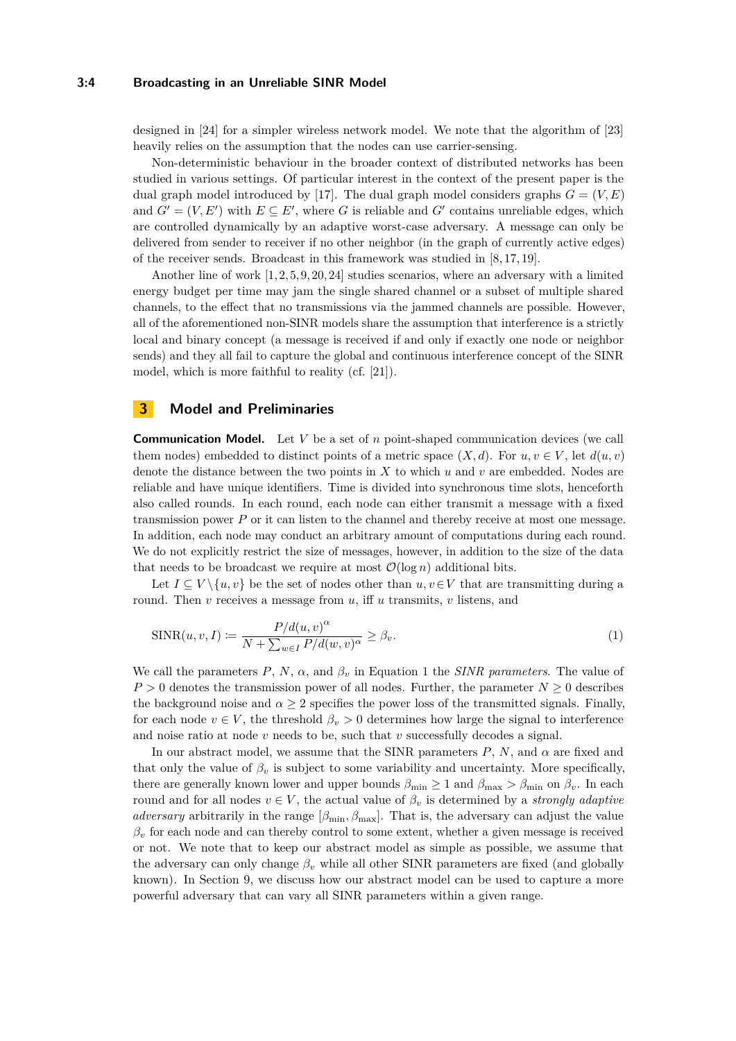designed in [24] for a simpler wireless network model. We note that the algorithm of [23] heavily relies on the assumption that the nodes can use carrier-sensing.

Non-deterministic behaviour in the broader context of distributed networks has been studied in various settings. Of particular interest in the context of the present paper is the dual graph model introduced by [17]. The dual graph model considers graphs $G = (V, E)$ and $G' = (V, E')$ with $E \subseteq E'$, where $G$ is reliable and $G'$ contains unreliable edges, which are controlled dynamically by an adaptive worst-case adversary. A message can only be delivered from sender to receiver if no other neighbor (in the graph of currently active edges) of the receiver sends. Broadcast in this framework was studied in [8, 17, 19].

Another line of work [1, 2, 5, 9, 20, 24] studies scenarios, where an adversary with a limited energy budget per time may jam the single shared channel or a subset of multiple shared channels, to the effect that no transmissions via the jammed channels are possible. However, all of the aforementioned non-SINR models share the assumption that interference is a strictly local and binary concept (a message is received if and only if exactly one node or neighbor sends) and they all fail to capture the global and continuous interference concept of the SINR model, which is more faithful to reality (cf. [21]).

## 3 Model and Preliminaries

**Communication Model.** Let $V$ be a set of $n$ point-shaped communication devices (we call them nodes) embedded to distinct points of a metric space $(X, d)$. For $u, v \in V$, let $d(u, v)$ denote the distance between the two points in $X$ to which $u$ and $v$ are embedded. Nodes are reliable and have unique identifiers. Time is divided into synchronous time slots, henceforth also called rounds. In each round, each node can either transmit a message with a fixed transmission power $P$ or it can listen to the channel and thereby receive at most one message. In addition, each node may conduct an arbitrary amount of computations during each round. We do not explicitly restrict the size of messages, however, in addition to the size of the data that needs to be broadcast we require at most $\mathcal{O}(\log n)$ additional bits.

Let $I \subseteq V \setminus \{u, v\}$ be the set of nodes other than $u, v \in V$ that are transmitting during a round. Then $v$ receives a message from $u$, iff $u$ transmits, $v$ listens, and

$$\mathrm{SINR}(u, v, I) := \frac{P/d(u, v)^{\alpha}}{N + \sum_{w \in I} P/d(w, v)^{\alpha}} \geq \beta_v. \tag{1}$$

We call the parameters $P$, $N$, $\alpha$, and $\beta_v$ in Equation 1 the *SINR parameters*. The value of $P > 0$ denotes the transmission power of all nodes. Further, the parameter $N \geq 0$ describes the background noise and $\alpha \geq 2$ specifies the power loss of the transmitted signals. Finally, for each node $v \in V$, the threshold $\beta_v > 0$ determines how large the signal to interference and noise ratio at node $v$ needs to be, such that $v$ successfully decodes a signal.

In our abstract model, we assume that the SINR parameters $P$, $N$, and $\alpha$ are fixed and that only the value of $\beta_v$ is subject to some variability and uncertainty. More specifically, there are generally known lower and upper bounds $\beta_{\min} \geq 1$ and $\beta_{\max} > \beta_{\min}$ on $\beta_v$. In each round and for all nodes $v \in V$, the actual value of $\beta_v$ is determined by a *strongly adaptive adversary* arbitrarily in the range $[\beta_{\min}, \beta_{\max}]$. That is, the adversary can adjust the value $\beta_v$ for each node and can thereby control to some extent, whether a given message is received or not. We note that to keep our abstract model as simple as possible, we assume that the adversary can only change $\beta_v$ while all other SINR parameters are fixed (and globally known). In Section 9, we discuss how our abstract model can be used to capture a more powerful adversary that can vary all SINR parameters within a given range.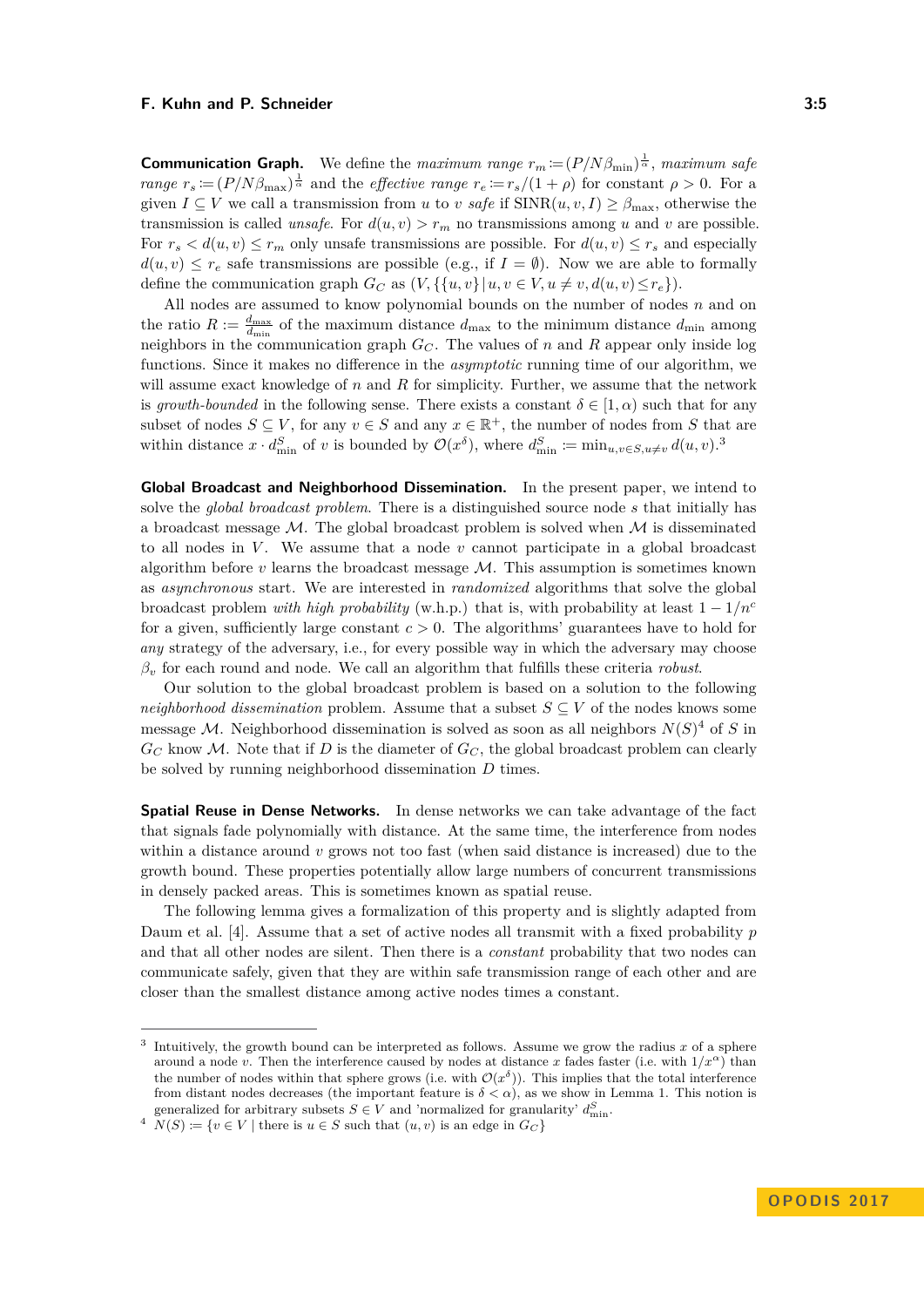**Communication Graph.** We define the *maximum range* $r_m := (P/N\beta_{\min})^{\frac{1}{\alpha}}$, *maximum safe range* $r_s := (P/N\beta_{\max})^{\frac{1}{\alpha}}$ and the *effective range* $r_e := r_s/(1+\rho)$ for constant $\rho > 0$. For a given $I \subseteq V$ we call a transmission from $u$ to $v$ *safe* if $\text{SINR}(u, v, I) \geq \beta_{\max}$, otherwise the transmission is called *unsafe*. For $d(u, v) > r_m$ no transmissions among $u$ and $v$ are possible. For $r_s < d(u, v) \leq r_m$ only unsafe transmissions are possible. For $d(u, v) \leq r_s$ and especially $d(u, v) \leq r_e$ safe transmissions are possible (e.g., if $I = \emptyset$). Now we are able to formally define the communication graph $G_C$ as $(V, \{\{u, v\} \mid u, v \in V, u \neq v, d(u, v) \leq r_e\})$.

All nodes are assumed to know polynomial bounds on the number of nodes $n$ and on the ratio $R := \frac{d_{\max}}{d_{\min}}$ of the maximum distance $d_{\max}$ to the minimum distance $d_{\min}$ among neighbors in the communication graph $G_C$. The values of $n$ and $R$ appear only inside log functions. Since it makes no difference in the *asymptotic* running time of our algorithm, we will assume exact knowledge of $n$ and $R$ for simplicity. Further, we assume that the network is *growth-bounded* in the following sense. There exists a constant $\delta \in [1, \alpha)$ such that for any subset of nodes $S \subseteq V$, for any $v \in S$ and any $x \in \mathbb{R}^+$, the number of nodes from $S$ that are within distance $x \cdot d_{\min}^S$ of $v$ is bounded by $\mathcal{O}(x^\delta)$, where $d_{\min}^S := \min_{u,v \in S, u \neq v} d(u, v)$.[3]

**Global Broadcast and Neighborhood Dissemination.** In the present paper, we intend to solve the *global broadcast problem*. There is a distinguished source node $s$ that initially has a broadcast message $\mathcal{M}$. The global broadcast problem is solved when $\mathcal{M}$ is disseminated to all nodes in $V$. We assume that a node $v$ cannot participate in a global broadcast algorithm before $v$ learns the broadcast message $\mathcal{M}$. This assumption is sometimes known as *asynchronous* start. We are interested in *randomized* algorithms that solve the global broadcast problem *with high probability* (w.h.p.) that is, with probability at least $1 - 1/n^c$ for a given, sufficiently large constant $c > 0$. The algorithms' guarantees have to hold for *any* strategy of the adversary, i.e., for every possible way in which the adversary may choose $\beta_v$ for each round and node. We call an algorithm that fulfills these criteria *robust*.

Our solution to the global broadcast problem is based on a solution to the following *neighborhood dissemination* problem. Assume that a subset $S \subseteq V$ of the nodes knows some message $\mathcal{M}$. Neighborhood dissemination is solved as soon as all neighbors $N(S)$[4] of $S$ in $G_C$ know $\mathcal{M}$. Note that if $D$ is the diameter of $G_C$, the global broadcast problem can clearly be solved by running neighborhood dissemination $D$ times.

**Spatial Reuse in Dense Networks.** In dense networks we can take advantage of the fact that signals fade polynomially with distance. At the same time, the interference from nodes within a distance around $v$ grows not too fast (when said distance is increased) due to the growth bound. These properties potentially allow large numbers of concurrent transmissions in densely packed areas. This is sometimes known as spatial reuse.

The following lemma gives a formalization of this property and is slightly adapted from Daum et al. [4]. Assume that a set of active nodes all transmit with a fixed probability $p$ and that all other nodes are silent. Then there is a *constant* probability that two nodes can communicate safely, given that they are within safe transmission range of each other and are closer than the smallest distance among active nodes times a constant.

---

[3] Intuitively, the growth bound can be interpreted as follows. Assume we grow the radius $x$ of a sphere around a node $v$. Then the interference caused by nodes at distance $x$ fades faster (i.e. with $1/x^\alpha$) than the number of nodes within that sphere grows (i.e. with $\mathcal{O}(x^\delta)$). This implies that the total interference from distant nodes decreases (the important feature is $\delta < \alpha$), as we show in Lemma 1. This notion is generalized for arbitrary subsets $S \in V$ and 'normalized for granularity' $d_{\min}^S$.

[4] $N(S) := \{v \in V \mid \text{there is } u \in S \text{ such that } (u, v) \text{ is an edge in } G_C\}$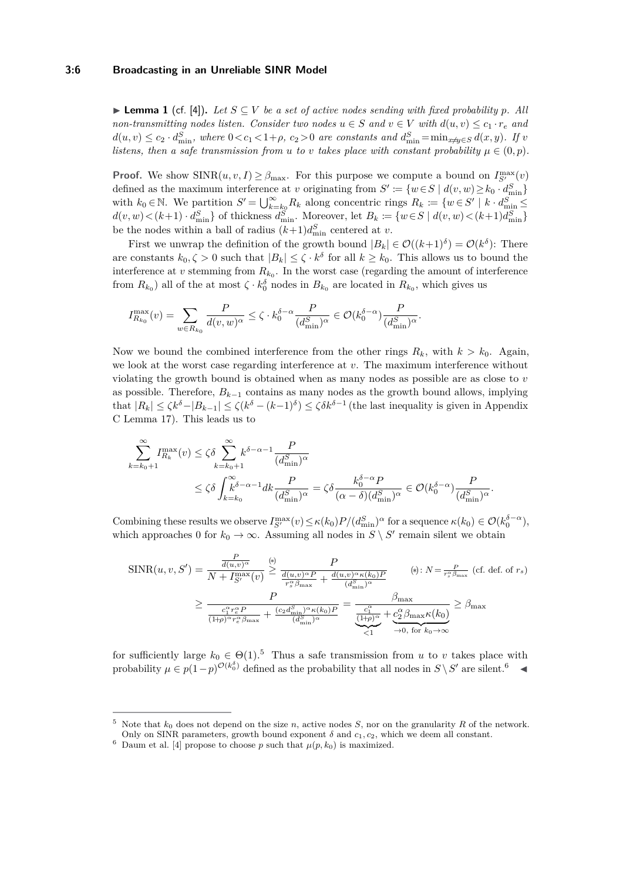▶ **Lemma 1** (cf. [4]). *Let $S \subseteq V$ be a set of active nodes sending with fixed probability $p$. All non-transmitting nodes listen. Consider two nodes $u \in S$ and $v \in V$ with $d(u,v) \leq c_1 \cdot r_e$ and $d(u,v) \leq c_2 \cdot d^S_{\min}$, where $0 < c_1 < 1+\rho$, $c_2 > 0$ are constants and $d^S_{\min} = \min_{x \neq y \in S} d(x,y)$. If $v$ listens, then a safe transmission from $u$ to $v$ takes place with constant probability $\mu \in (0,p)$.*

**Proof.** We show $\mathrm{SINR}(u,v,I) \geq \beta_{\max}$. For this purpose we compute a bound on $I^{\max}_{S'}(v)$ defined as the maximum interference at $v$ originating from $S' := \{w \in S \mid d(v,w) \geq k_0 \cdot d^S_{\min}\}$ with $k_0 \in \mathbb{N}$. We partition $S' = \bigcup_{k=k_0}^{\infty} R_k$ along concentric rings $R_k := \{w \in S' \mid k \cdot d^S_{\min} \leq d(v,w) < (k+1) \cdot d^S_{\min}\}$ of thickness $d^S_{\min}$. Moreover, let $B_k := \{w \in S \mid d(v,w) < (k+1) d^S_{\min}\}$ be the nodes within a ball of radius $(k+1)d^S_{\min}$ centered at $v$.

First we unwrap the definition of the growth bound $|B_k| \in \mathcal{O}((k+1)^\delta) = \mathcal{O}(k^\delta)$: There are constants $k_0, \zeta > 0$ such that $|B_k| \leq \zeta \cdot k^\delta$ for all $k \geq k_0$. This allows us to bound the interference at $v$ stemming from $R_{k_0}$. In the worst case (regarding the amount of interference from $R_{k_0}$) all of the at most $\zeta \cdot k_0^\delta$ nodes in $B_{k_0}$ are located in $R_{k_0}$, which gives us

$$I^{\max}_{R_{k_0}}(v) = \sum_{w \in R_{k_0}} \frac{P}{d(v,w)^\alpha} \leq \zeta \cdot k_0^{\delta-\alpha} \frac{P}{(d^S_{\min})^\alpha} \in \mathcal{O}(k_0^{\delta-\alpha}) \frac{P}{(d^S_{\min})^\alpha}.$$

Now we bound the combined interference from the other rings $R_k$, with $k > k_0$. Again, we look at the worst case regarding interference at $v$. The maximum interference without violating the growth bound is obtained when as many nodes as possible are as close to $v$ as possible. Therefore, $B_{k-1}$ contains as many nodes as the growth bound allows, implying that $|R_k| \leq \zeta k^\delta - |B_{k-1}| \leq \zeta(k^\delta - (k-1)^\delta) \leq \zeta\delta k^{\delta-1}$ (the last inequality is given in Appendix C Lemma 17). This leads us to

$$\sum_{k=k_0+1}^{\infty} I^{\max}_{R_k}(v) \leq \zeta\delta \sum_{k=k_0+1}^{\infty} k^{\delta-\alpha-1} \frac{P}{(d^S_{\min})^\alpha}$$
$$\leq \zeta\delta \int_{k=k_0}^{\infty} k^{\delta-\alpha-1} dk \frac{P}{(d^S_{\min})^\alpha} = \zeta\delta \frac{k_0^{\delta-\alpha} P}{(\alpha-\delta)(d^S_{\min})^\alpha} \in \mathcal{O}(k_0^{\delta-\alpha}) \frac{P}{(d^S_{\min})^\alpha}.$$

Combining these results we observe $I^{\max}_{S'}(v) \leq \kappa(k_0) P / (d^S_{\min})^\alpha$ for a sequence $\kappa(k_0) \in \mathcal{O}(k_0^{\delta-\alpha})$, which approaches 0 for $k_0 \to \infty$. Assuming all nodes in $S \setminus S'$ remain silent we obtain

$$\mathrm{SINR}(u,v,S') = \frac{\frac{P}{d(u,v)^\alpha}}{N + I^{\max}_{S'}(v)} \overset{(*)}{\geq} \frac{P}{\frac{d(u,v)^\alpha P}{r_s^\alpha \beta_{\max}} + \frac{d(u,v)^\alpha \kappa(k_0) P}{(d^S_{\min})^\alpha}} \qquad (*)\colon N = \frac{P}{r_s^\alpha \beta_{\max}} \text{ (cf. def. of } r_s)$$
$$\geq \frac{P}{\frac{c_1^\alpha r_e^\alpha P}{(1+\rho)^\alpha r_e^\alpha \beta_{\max}} + \frac{(c_2 d^S_{\min})^\alpha \kappa(k_0) P}{(d^S_{\min})^\alpha}} = \frac{\beta_{\max}}{\underbrace{\frac{c_1^\alpha}{(1+\rho)^\alpha}}_{<1} + \underbrace{c_2^\alpha \beta_{\max} \kappa(k_0)}_{\to 0,\text{ for } k_0 \to \infty}} \geq \beta_{\max}$$

for sufficiently large $k_0 \in \Theta(1)$.[5] Thus a safe transmission from $u$ to $v$ takes place with probability $\mu \in p(1-p)^{\mathcal{O}(k_0^\delta)}$ defined as the probability that all nodes in $S \setminus S'$ are silent.[6] ◀

---

[5] Note that $k_0$ does not depend on the size $n$, active nodes $S$, nor on the granularity $R$ of the network. Only on SINR parameters, growth bound exponent $\delta$ and $c_1, c_2$, which we deem all constant.

[6] Daum et al. [4] propose to choose $p$ such that $\mu(p, k_0)$ is maximized.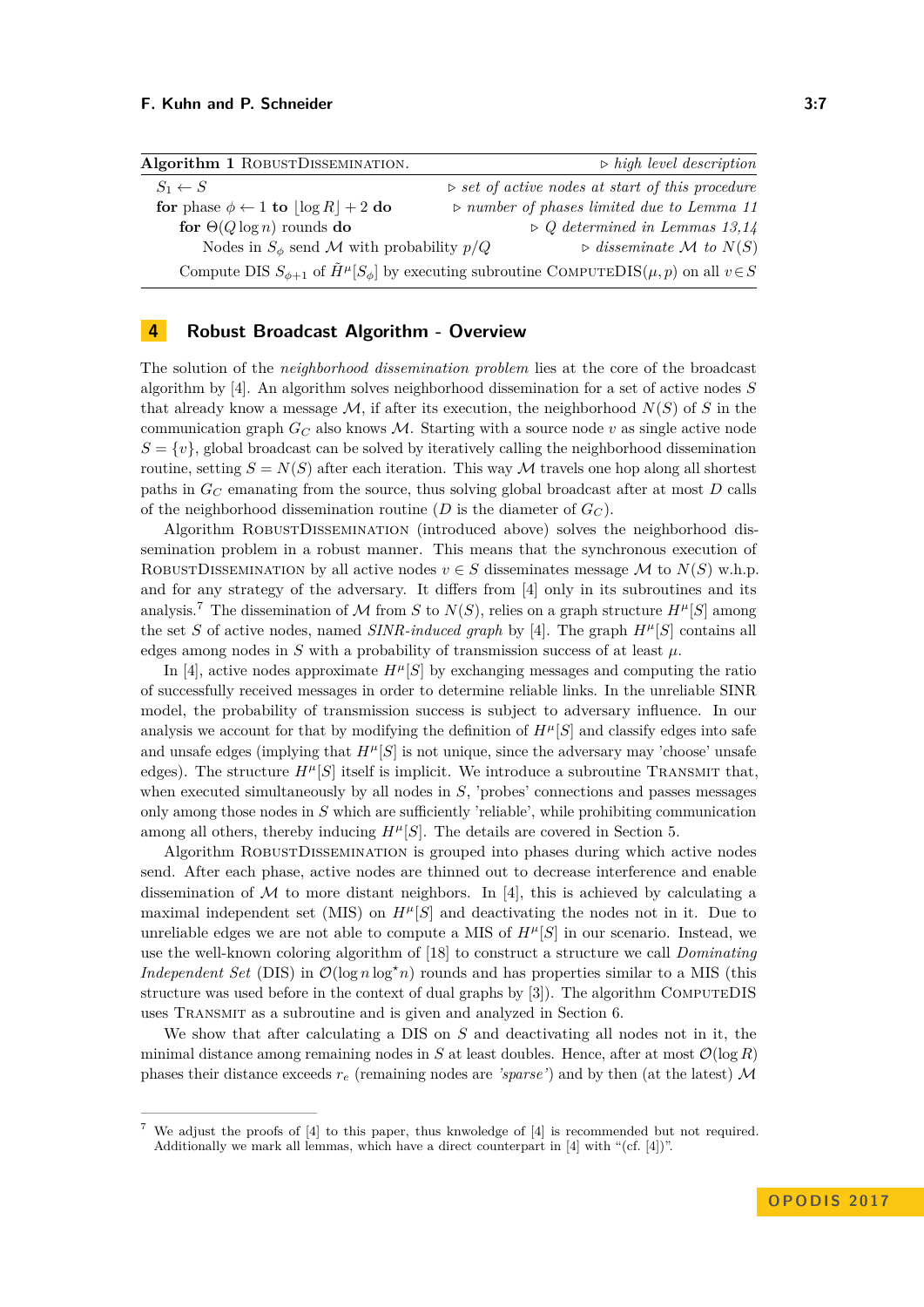**Algorithm 1** RobustDissemination. ▷ *high level description*

```
S_1 ← S                                              ▷ set of active nodes at start of this procedure
for phase φ ← 1 to ⌊log R⌋ + 2 do                    ▷ number of phases limited due to Lemma 11
    for Θ(Q log n) rounds do                         ▷ Q determined in Lemmas 13,14
        Nodes in S_φ send M with probability p/Q     ▷ disseminate M to N(S)
    Compute DIS S_{φ+1} of H̃^μ[S_φ] by executing subroutine ComputeDIS(μ, p) on all v ∈ S
```

## 4 Robust Broadcast Algorithm - Overview

The solution of the *neighborhood dissemination problem* lies at the core of the broadcast algorithm by [4]. An algorithm solves neighborhood dissemination for a set of active nodes $S$ that already know a message $\mathcal{M}$, if after its execution, the neighborhood $N(S)$ of $S$ in the communication graph $G_C$ also knows $\mathcal{M}$. Starting with a source node $v$ as single active node $S = \{v\}$, global broadcast can be solved by iteratively calling the neighborhood dissemination routine, setting $S = N(S)$ after each iteration. This way $\mathcal{M}$ travels one hop along all shortest paths in $G_C$ emanating from the source, thus solving global broadcast after at most $D$ calls of the neighborhood dissemination routine ($D$ is the diameter of $G_C$).

Algorithm RobustDissemination (introduced above) solves the neighborhood dissemination problem in a robust manner. This means that the synchronous execution of RobustDissemination by all active nodes $v \in S$ disseminates message $\mathcal{M}$ to $N(S)$ w.h.p. and for any strategy of the adversary. It differs from [4] only in its subroutines and its analysis.[7] The dissemination of $\mathcal{M}$ from $S$ to $N(S)$, relies on a graph structure $H^\mu[S]$ among the set $S$ of active nodes, named *SINR-induced graph* by [4]. The graph $H^\mu[S]$ contains all edges among nodes in $S$ with a probability of transmission success of at least $\mu$.

In [4], active nodes approximate $H^\mu[S]$ by exchanging messages and computing the ratio of successfully received messages in order to determine reliable links. In the unreliable SINR model, the probability of transmission success is subject to adversary influence. In our analysis we account for that by modifying the definition of $H^\mu[S]$ and classify edges into safe and unsafe edges (implying that $H^\mu[S]$ is not unique, since the adversary may 'choose' unsafe edges). The structure $H^\mu[S]$ itself is implicit. We introduce a subroutine Transmit that, when executed simultaneously by all nodes in $S$, 'probes' connections and passes messages only among those nodes in $S$ which are sufficiently 'reliable', while prohibiting communication among all others, thereby inducing $H^\mu[S]$. The details are covered in Section 5.

Algorithm RobustDissemination is grouped into phases during which active nodes send. After each phase, active nodes are thinned out to decrease interference and enable dissemination of $\mathcal{M}$ to more distant neighbors. In [4], this is achieved by calculating a maximal independent set (MIS) on $H^\mu[S]$ and deactivating the nodes not in it. Due to unreliable edges we are not able to compute a MIS of $H^\mu[S]$ in our scenario. Instead, we use the well-known coloring algorithm of [18] to construct a structure we call *Dominating Independent Set* (DIS) in $\mathcal{O}(\log n \log^\star n)$ rounds and has properties similar to a MIS (this structure was used before in the context of dual graphs by [3]). The algorithm ComputeDIS uses Transmit as a subroutine and is given and analyzed in Section 6.

We show that after calculating a DIS on $S$ and deactivating all nodes not in it, the minimal distance among remaining nodes in $S$ at least doubles. Hence, after at most $\mathcal{O}(\log R)$ phases their distance exceeds $r_e$ (remaining nodes are *'sparse'*) and by then (at the latest) $\mathcal{M}$

---

[7] We adjust the proofs of [4] to this paper, thus knwoledge of [4] is recommended but not required. Additionally we mark all lemmas, which have a direct counterpart in [4] with "(cf. [4])".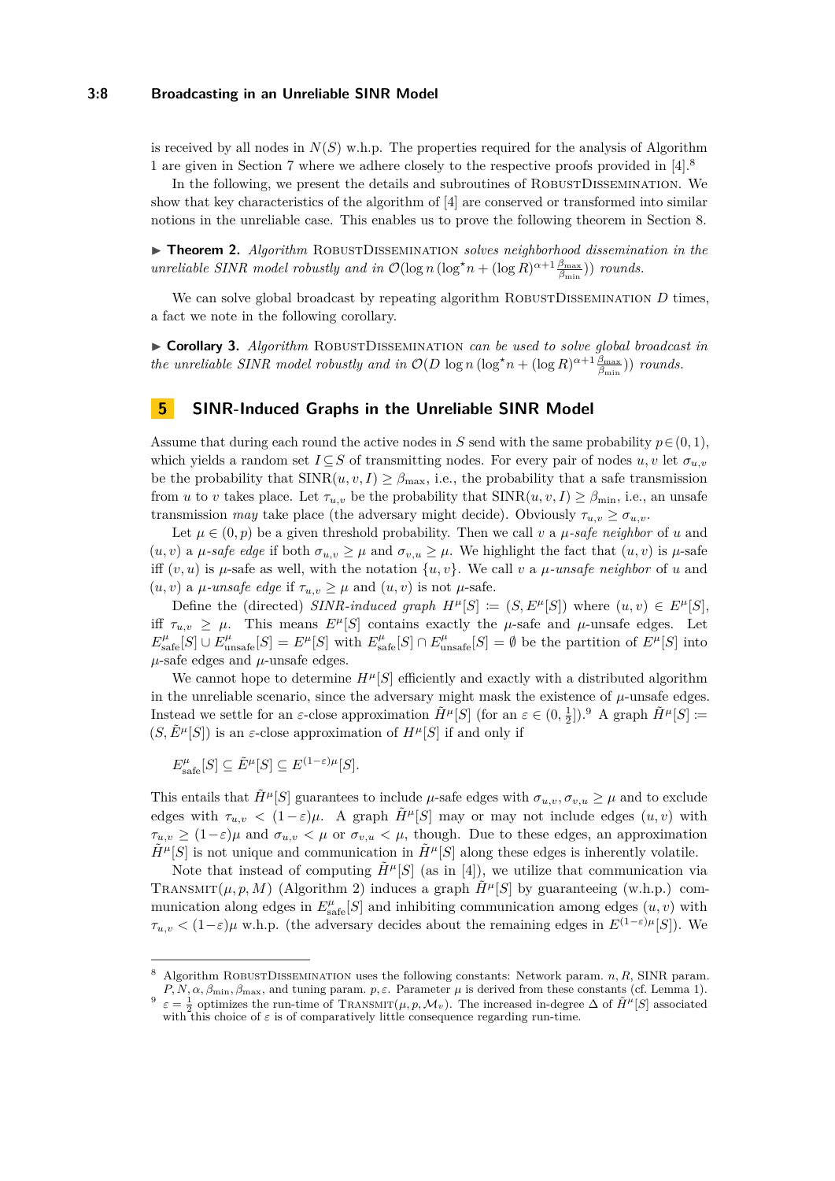is received by all nodes in $N(S)$ w.h.p. The properties required for the analysis of Algorithm 1 are given in Section 7 where we adhere closely to the respective proofs provided in [4].[8]

In the following, we present the details and subroutines of RobustDissemination. We show that key characteristics of the algorithm of [4] are conserved or transformed into similar notions in the unreliable case. This enables us to prove the following theorem in Section 8.

▶ **Theorem 2.** *Algorithm* RobustDissemination *solves neighborhood dissemination in the unreliable SINR model robustly and in* $\mathcal{O}(\log n\,(\log^\star n + (\log R)^{\alpha+1}\frac{\beta_{\max}}{\beta_{\min}}))$ *rounds.*

We can solve global broadcast by repeating algorithm RobustDissemination $D$ times, a fact we note in the following corollary.

▶ **Corollary 3.** *Algorithm* RobustDissemination *can be used to solve global broadcast in the unreliable SINR model robustly and in* $\mathcal{O}(D\,\log n\,(\log^\star n + (\log R)^{\alpha+1}\frac{\beta_{\max}}{\beta_{\min}}))$ *rounds.*

## 5 SINR-Induced Graphs in the Unreliable SINR Model

Assume that during each round the active nodes in $S$ send with the same probability $p \in (0,1)$, which yields a random set $I \subseteq S$ of transmitting nodes. For every pair of nodes $u, v$ let $\sigma_{u,v}$ be the probability that $\text{SINR}(u,v,I) \geq \beta_{\max}$, i.e., the probability that a safe transmission from $u$ to $v$ takes place. Let $\tau_{u,v}$ be the probability that $\text{SINR}(u,v,I) \geq \beta_{\min}$, i.e., an unsafe transmission *may* take place (the adversary might decide). Obviously $\tau_{u,v} \geq \sigma_{u,v}$.

Let $\mu \in (0,p)$ be a given threshold probability. Then we call $v$ a *$\mu$-safe neighbor* of $u$ and $(u,v)$ a *$\mu$-safe edge* if both $\sigma_{u,v} \geq \mu$ and $\sigma_{v,u} \geq \mu$. We highlight the fact that $(u,v)$ is $\mu$-safe iff $(v,u)$ is $\mu$-safe as well, with the notation $\{u,v\}$. We call $v$ a *$\mu$-unsafe neighbor* of $u$ and $(u,v)$ a *$\mu$-unsafe edge* if $\tau_{u,v} \geq \mu$ and $(u,v)$ is not $\mu$-safe.

Define the (directed) *SINR-induced graph* $H^\mu[S] := (S, E^\mu[S])$ where $(u,v) \in E^\mu[S]$, iff $\tau_{u,v} \geq \mu$. This means $E^\mu[S]$ contains exactly the $\mu$-safe and $\mu$-unsafe edges. Let $E^\mu_{\text{safe}}[S] \cup E^\mu_{\text{unsafe}}[S] = E^\mu[S]$ with $E^\mu_{\text{safe}}[S] \cap E^\mu_{\text{unsafe}}[S] = \emptyset$ be the partition of $E^\mu[S]$ into $\mu$-safe edges and $\mu$-unsafe edges.

We cannot hope to determine $H^\mu[S]$ efficiently and exactly with a distributed algorithm in the unreliable scenario, since the adversary might mask the existence of $\mu$-unsafe edges. Instead we settle for an $\varepsilon$-close approximation $\tilde{H}^\mu[S]$ (for an $\varepsilon \in (0,\frac{1}{2}]$).[9] A graph $\tilde{H}^\mu[S] := (S, \tilde{E}^\mu[S])$ is an $\varepsilon$-close approximation of $H^\mu[S]$ if and only if

$$E^\mu_{\text{safe}}[S] \subseteq \tilde{E}^\mu[S] \subseteq E^{(1-\varepsilon)\mu}[S].$$

This entails that $\tilde{H}^\mu[S]$ guarantees to include $\mu$-safe edges with $\sigma_{u,v}, \sigma_{v,u} \geq \mu$ and to exclude edges with $\tau_{u,v} < (1-\varepsilon)\mu$. A graph $\tilde{H}^\mu[S]$ may or may not include edges $(u,v)$ with $\tau_{u,v} \geq (1-\varepsilon)\mu$ and $\sigma_{u,v} < \mu$ or $\sigma_{v,u} < \mu$, though. Due to these edges, an approximation $\tilde{H}^\mu[S]$ is not unique and communication in $\tilde{H}^\mu[S]$ along these edges is inherently volatile.

Note that instead of computing $\tilde{H}^\mu[S]$ (as in [4]), we utilize that communication via Transmit$(\mu, p, M)$ (Algorithm 2) induces a graph $\tilde{H}^\mu[S]$ by guaranteeing (w.h.p.) communication along edges in $E^\mu_{\text{safe}}[S]$ and inhibiting communication among edges $(u,v)$ with $\tau_{u,v} < (1-\varepsilon)\mu$ w.h.p. (the adversary decides about the remaining edges in $E^{(1-\varepsilon)\mu}[S]$). We

---

[8] Algorithm RobustDissemination uses the following constants: Network param. $n, R$, SINR param. $P, N, \alpha, \beta_{\min}, \beta_{\max}$, and tuning param. $p, \varepsilon$. Parameter $\mu$ is derived from these constants (cf. Lemma 1).

[9] $\varepsilon = \frac{1}{2}$ optimizes the run-time of Transmit$(\mu, p, \mathcal{M}_v)$. The increased in-degree $\Delta$ of $\tilde{H}^\mu[S]$ associated with this choice of $\varepsilon$ is of comparatively little consequence regarding run-time.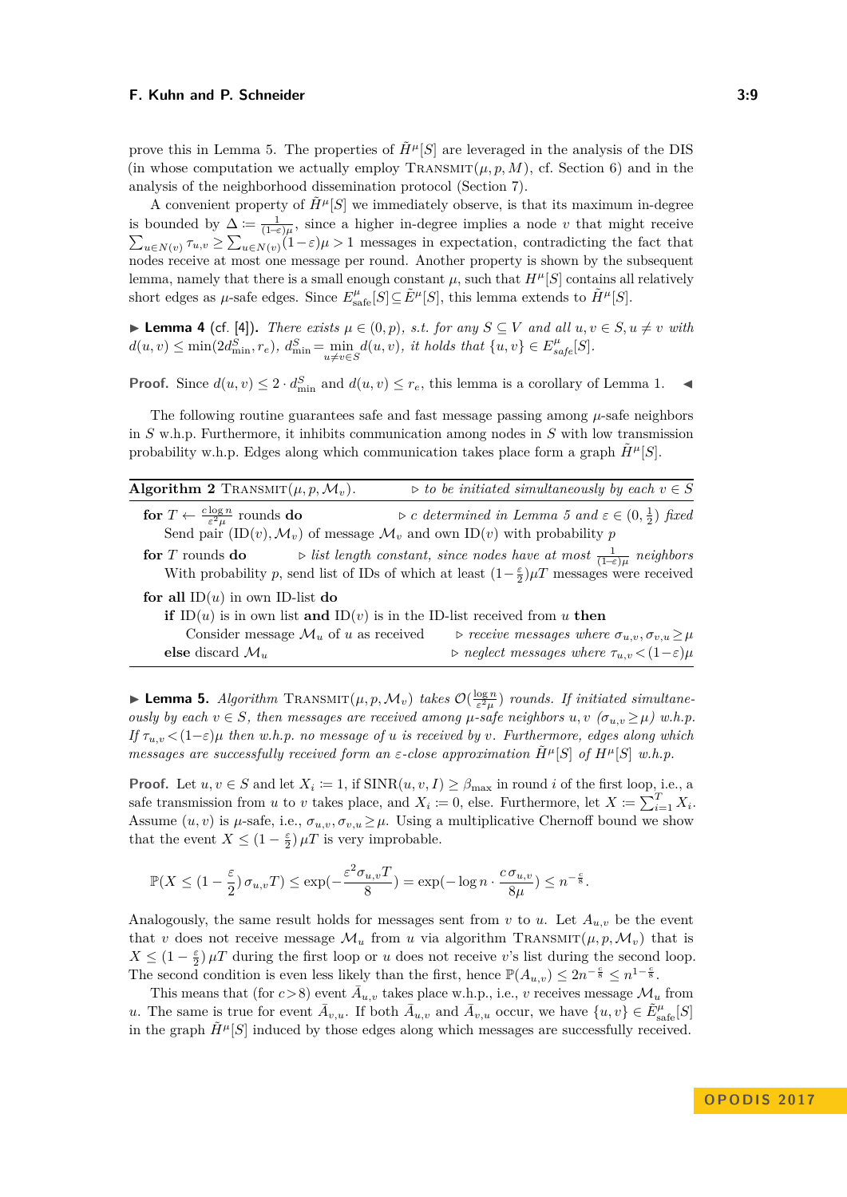prove this in Lemma 5. The properties of $\tilde{H}^\mu[S]$ are leveraged in the analysis of the DIS (in whose computation we actually employ Transmit$(\mu, p, M)$, cf. Section 6) and in the analysis of the neighborhood dissemination protocol (Section 7).

A convenient property of $\tilde{H}^\mu[S]$ we immediately observe, is that its maximum in-degree is bounded by $\Delta := \frac{1}{(1-\varepsilon)\mu}$, since a higher in-degree implies a node $v$ that might receive $\sum_{u\in N(v)} \tau_{u,v} \geq \sum_{u\in N(v)}(1-\varepsilon)\mu > 1$ messages in expectation, contradicting the fact that nodes receive at most one message per round. Another property is shown by the subsequent lemma, namely that there is a small enough constant $\mu$, such that $H^\mu[S]$ contains all relatively short edges as $\mu$-safe edges. Since $E^\mu_{\text{safe}}[S] \subseteq \tilde{E}^\mu[S]$, this lemma extends to $\tilde{H}^\mu[S]$.

▶ **Lemma 4** (cf. [4]). *There exists $\mu \in (0, p)$, s.t. for any $S \subseteq V$ and all $u, v \in S, u \neq v$ with $d(u,v) \leq \min(2d^S_{\min}, r_e)$, $d^S_{\min} = \min_{u\neq v\in S} d(u,v)$, it holds that $\{u,v\} \in E^\mu_{safe}[S]$.*

**Proof.** Since $d(u,v) \leq 2 \cdot d^S_{\min}$ and $d(u,v) \leq r_e$, this lemma is a corollary of Lemma 1. ◀

The following routine guarantees safe and fast message passing among $\mu$-safe neighbors in $S$ w.h.p. Furthermore, it inhibits communication among nodes in $S$ with low transmission probability w.h.p. Edges along which communication takes place form a graph $\tilde{H}^\mu[S]$.

**Algorithm 2** Transmit$(\mu, p, \mathcal{M}_v)$. ▷ *to be initiated simultaneously by each $v \in S$*

```
for T ← c log n / (ε²μ) rounds do          ▷ c determined in Lemma 5 and ε ∈ (0, 1/2) fixed
    Send pair (ID(v), M_v) of message M_v and own ID(v) with probability p
for T rounds do          ▷ list length constant, since nodes have at most 1/((1−ε)μ) neighbors
    With probability p, send list of IDs of which at least (1−ε/2)μT messages were received
for all ID(u) in own ID-list do
    if ID(u) is in own list and ID(v) is in the ID-list received from u then
        Consider message M_u of u as received          ▷ receive messages where σ_{u,v}, σ_{v,u} ≥ μ
    else discard M_u          ▷ neglect messages where τ_{u,v} < (1−ε)μ
```

▶ **Lemma 5.** *Algorithm* Transmit$(\mu, p, \mathcal{M}_v)$ *takes $\mathcal{O}(\frac{\log n}{\varepsilon^2\mu})$ rounds. If initiated simultaneously by each $v \in S$, then messages are received among $\mu$-safe neighbors $u, v$ ($\sigma_{u,v} \geq \mu$) w.h.p. If $\tau_{u,v} < (1-\varepsilon)\mu$ then w.h.p. no message of $u$ is received by $v$. Furthermore, edges along which messages are successfully received form an $\varepsilon$-close approximation $\tilde{H}^\mu[S]$ of $H^\mu[S]$ w.h.p.*

**Proof.** Let $u, v \in S$ and let $X_i := 1$, if $\text{SINR}(u,v,I) \geq \beta_{\max}$ in round $i$ of the first loop, i.e., a safe transmission from $u$ to $v$ takes place, and $X_i := 0$, else. Furthermore, let $X := \sum_{i=1}^T X_i$. Assume $(u,v)$ is $\mu$-safe, i.e., $\sigma_{u,v}, \sigma_{v,u} \geq \mu$. Using a multiplicative Chernoff bound we show that the event $X \leq (1 - \frac{\varepsilon}{2})\,\mu T$ is very improbable.

$$\mathbb{P}(X \leq (1 - \frac{\varepsilon}{2})\,\sigma_{u,v}T) \leq \exp(-\frac{\varepsilon^2 \sigma_{u,v}T}{8}) = \exp(-\log n \cdot \frac{c\,\sigma_{u,v}}{8\mu}) \leq n^{-\frac{c}{8}}.$$

Analogously, the same result holds for messages sent from $v$ to $u$. Let $A_{u,v}$ be the event that $v$ does not receive message $\mathcal{M}_u$ from $u$ via algorithm Transmit$(\mu, p, \mathcal{M}_v)$ that is $X \leq (1 - \frac{\varepsilon}{2})\,\mu T$ during the first loop or $u$ does not receive $v$'s list during the second loop. The second condition is even less likely than the first, hence $\mathbb{P}(A_{u,v}) \leq 2n^{-\frac{c}{8}} \leq n^{1-\frac{c}{8}}$.

This means that (for $c > 8$) event $\bar{A}_{u,v}$ takes place w.h.p., i.e., $v$ receives message $\mathcal{M}_u$ from $u$. The same is true for event $\bar{A}_{v,u}$. If both $\bar{A}_{u,v}$ and $\bar{A}_{v,u}$ occur, we have $\{u,v\} \in \tilde{E}^\mu_{\text{safe}}[S]$ in the graph $\tilde{H}^\mu[S]$ induced by those edges along which messages are successfully received.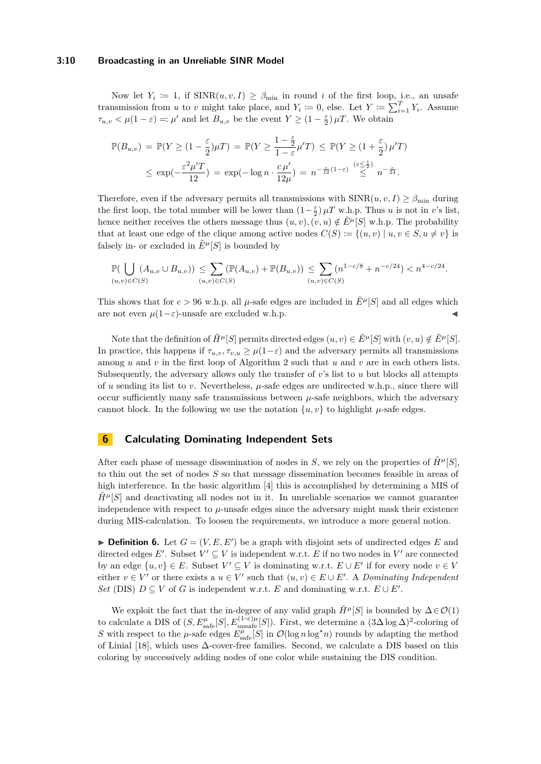Now let $Y_i := 1$, if $\text{SINR}(u, v, I) \geq \beta_{\min}$ in round $i$ of the first loop, i.e., an unsafe transmission from $u$ to $v$ might take place, and $Y_i := 0$, else. Let $Y := \sum_{i=1}^{T} Y_i$. Assume $\tau_{u,v} < \mu(1-\varepsilon) =: \mu'$ and let $B_{u,v}$ be the event $Y \geq (1 - \frac{\varepsilon}{2})\,\mu T$. We obtain

$$\mathbb{P}(B_{u,v}) = \mathbb{P}(Y \geq (1-\frac{\varepsilon}{2})\mu T) = \mathbb{P}(Y \geq \frac{1-\frac{\varepsilon}{2}}{1-\varepsilon}\mu' T) \leq \mathbb{P}(Y \geq (1+\frac{\varepsilon}{2})\,\mu' T)$$
$$\leq \exp(-\frac{\varepsilon^2 \mu' T}{12}) = \exp(-\log n \cdot \frac{c\,\mu'}{12\mu}) = n^{-\frac{c}{12}(1-\varepsilon)} \overset{(\varepsilon \leq \frac{1}{2})}{\leq} n^{-\frac{c}{24}}.$$

Therefore, even if the adversary permits all transmissions with $\text{SINR}(u, v, I) \geq \beta_{\min}$ during the first loop, the total number will be lower than $(1-\frac{\varepsilon}{2})\,\mu T$ w.h.p. Thus $u$ is not in $v$'s list, hence neither receives the others message thus $(u, v), (v, u) \notin \tilde{E}^{\mu}[S]$ w.h.p. The probability that at least one edge of the clique among active nodes $C(S) := \{(u, v) \mid u, v \in S, u \neq v\}$ is falsely in- or excluded in $\tilde{E}^{\mu}[S]$ is bounded by

$$\mathbb{P}(\bigcup_{(u,v)\in C(S)} (A_{u,v} \cup B_{u,v})) \leq \sum_{(u,v)\in C(S)} (\mathbb{P}(A_{u,v}) + \mathbb{P}(B_{u,v})) \leq \sum_{(u,v)\in C(S)} (n^{1-c/8} + n^{-c/24}) < n^{4-c/24}.$$

This shows that for $c > 96$ w.h.p. all $\mu$-safe edges are included in $\tilde{E}^{\mu}[S]$ and all edges which are not even $\mu(1-\varepsilon)$-unsafe are excluded w.h.p. ◀

Note that the definition of $\tilde{H}^{\mu}[S]$ permits directed edges $(u, v) \in \tilde{E}^{\mu}[S]$ with $(v, u) \notin \tilde{E}^{\mu}[S]$. In practice, this happens if $\tau_{u,v}, \tau_{v,u} \geq \mu(1-\varepsilon)$ and the adversary permits all transmissions among $u$ and $v$ in the first loop of Algorithm 2 such that $u$ and $v$ are in each others lists. Subsequently, the adversary allows only the transfer of $v$'s list to $u$ but blocks all attempts of $u$ sending its list to $v$. Nevertheless, $\mu$-safe edges are undirected w.h.p., since there will occur sufficiently many safe transmissions between $\mu$-safe neighbors, which the adversary cannot block. In the following we use the notation $\{u, v\}$ to highlight $\mu$-safe edges.

## 6 Calculating Dominating Independent Sets

After each phase of message dissemination of nodes in $S$, we rely on the properties of $\tilde{H}^{\mu}[S]$, to thin out the set of nodes $S$ so that message dissemination becomes feasible in areas of high interference. In the basic algorithm [4] this is accomplished by determining a MIS of $\tilde{H}^{\mu}[S]$ and deactivating all nodes not in it. In unreliable scenarios we cannot guarantee independence with respect to $\mu$-unsafe edges since the adversary might mask their existence during MIS-calculation. To loosen the requirements, we introduce a more general notion.

▶ **Definition 6.** Let $G = (V, E, E')$ be a graph with disjoint sets of undirected edges $E$ and directed edges $E'$. Subset $V' \subseteq V$ is independent w.r.t. $E$ if no two nodes in $V'$ are connected by an edge $\{u, v\} \in E$. Subset $V' \subseteq V$ is dominating w.r.t. $E \cup E'$ if for every node $v \in V$ either $v \in V'$ or there exists a $u \in V'$ such that $(u, v) \in E \cup E'$. A *Dominating Independent Set* (DIS) $D \subseteq V$ of $G$ is independent w.r.t. $E$ and dominating w.r.t. $E \cup E'$.

We exploit the fact that the in-degree of any valid graph $\tilde{H}^{\mu}[S]$ is bounded by $\Delta \in \mathcal{O}(1)$ to calculate a DIS of $(S, E^{\mu}_{\text{safe}}[S], E^{(1-\varepsilon)\mu}_{\text{unsafe}}[S])$. First, we determine a $(3\Delta \log \Delta)^2$-coloring of $S$ with respect to the $\mu$-safe edges $E^{\mu}_{\text{safe}}[S]$ in $\mathcal{O}(\log n \log^{\star} n)$ rounds by adapting the method of Linial [18], which uses $\Delta$-cover-free families. Second, we calculate a DIS based on this coloring by successively adding nodes of one color while sustaining the DIS condition.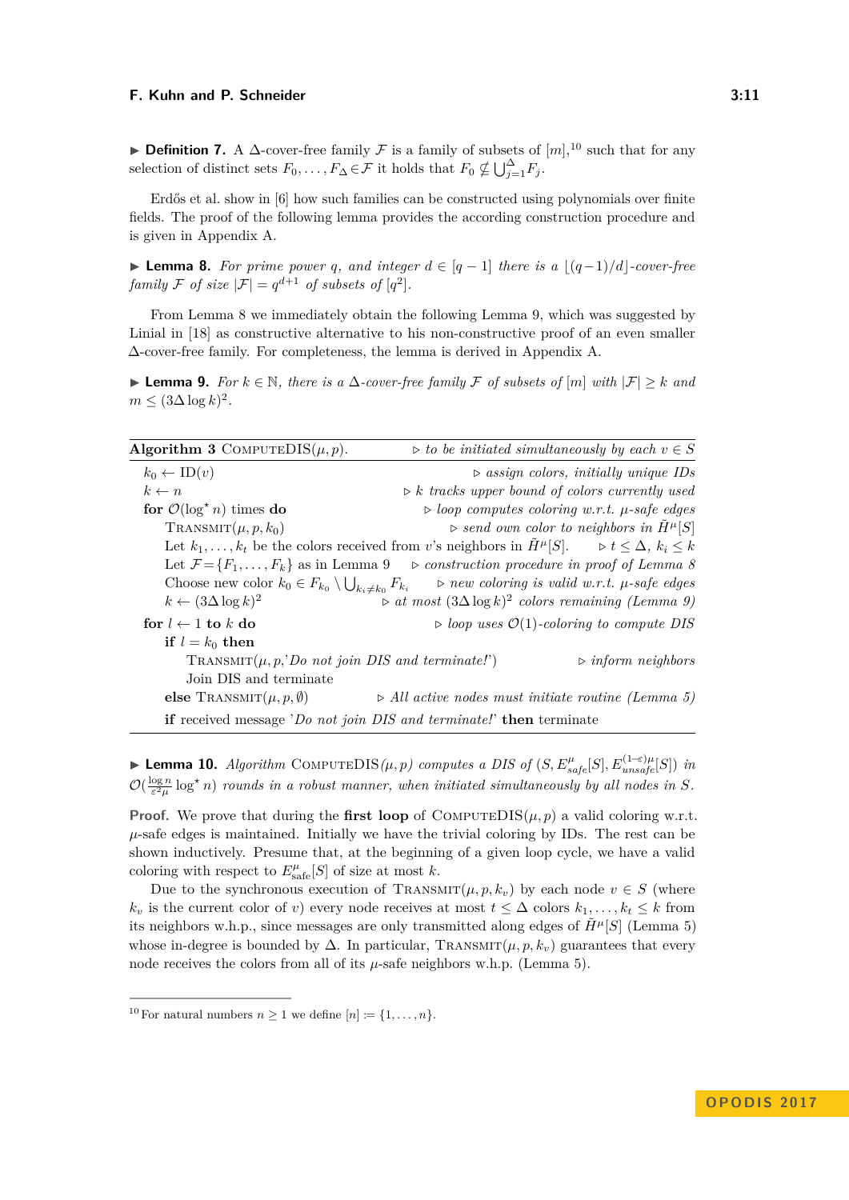▶ **Definition 7.** A $\Delta$-cover-free family $\mathcal{F}$ is a family of subsets of $[m]$,[10] such that for any selection of distinct sets $F_0, \ldots, F_\Delta \in \mathcal{F}$ it holds that $F_0 \not\subseteq \bigcup_{j=1}^{\Delta} F_j$.

Erdős et al. show in [6] how such families can be constructed using polynomials over finite fields. The proof of the following lemma provides the according construction procedure and is given in Appendix A.

▶ **Lemma 8.** *For prime power $q$, and integer $d \in [q-1]$ there is a $\lfloor (q-1)/d \rfloor$-cover-free family $\mathcal{F}$ of size $|\mathcal{F}| = q^{d+1}$ of subsets of $[q^2]$.*

From Lemma 8 we immediately obtain the following Lemma 9, which was suggested by Linial in [18] as constructive alternative to his non-constructive proof of an even smaller $\Delta$-cover-free family. For completeness, the lemma is derived in Appendix A.

▶ **Lemma 9.** *For $k \in \mathbb{N}$, there is a $\Delta$-cover-free family $\mathcal{F}$ of subsets of $[m]$ with $|\mathcal{F}| \geq k$ and $m \leq (3\Delta \log k)^2$.*

```
Algorithm 3 ComputeDIS(μ, p).                    ▷ to be initiated simultaneously by each v ∈ S
  k₀ ← ID(v)                                              ▷ assign colors, initially unique IDs
  k ← n                                              ▷ k tracks upper bound of colors currently used
  for O(log* n) times do                             ▷ loop computes coloring w.r.t. μ-safe edges
      Transmit(μ, p, k₀)                                  ▷ send own color to neighbors in H̃^μ[S]
      Let k₁, ..., k_t be the colors received from v's neighbors in H̃^μ[S].        ▷ t ≤ Δ, k_i ≤ k
      Let F = {F₁, ..., F_k} as in Lemma 9            ▷ construction procedure in proof of Lemma 8
      Choose new color k₀ ∈ F_{k₀} \ ⋃_{k_i≠k₀} F_{k_i}      ▷ new coloring is valid w.r.t. μ-safe edges
      k ← (3Δ log k)²                            ▷ at most (3Δ log k)² colors remaining (Lemma 9)
  for l ← 1 to k do                                        ▷ loop uses O(1)-coloring to compute DIS
      if l = k₀ then
          Transmit(μ, p, 'Do not join DIS and terminate!')                      ▷ inform neighbors
          Join DIS and terminate
      else Transmit(μ, p, ∅)                  ▷ All active nodes must initiate routine (Lemma 5)
      if received message 'Do not join DIS and terminate!' then terminate
```

▶ **Lemma 10.** *Algorithm* ComputeDIS$(\mu, p)$ *computes a DIS of $(S, E^{\mu}_{safe}[S], E^{(1-\varepsilon)\mu}_{unsafe}[S])$ in $\mathcal{O}(\frac{\log n}{\varepsilon^2 \mu} \log^\star n)$ rounds in a robust manner, when initiated simultaneously by all nodes in $S$.*

**Proof.** We prove that during the **first loop** of ComputeDIS$(\mu, p)$ a valid coloring w.r.t. $\mu$-safe edges is maintained. Initially we have the trivial coloring by IDs. The rest can be shown inductively. Presume that, at the beginning of a given loop cycle, we have a valid coloring with respect to $E^{\mu}_{\text{safe}}[S]$ of size at most $k$.

Due to the synchronous execution of Transmit$(\mu, p, k_v)$ by each node $v \in S$ (where $k_v$ is the current color of $v$) every node receives at most $t \leq \Delta$ colors $k_1, \ldots, k_t \leq k$ from its neighbors w.h.p., since messages are only transmitted along edges of $\tilde{H}^{\mu}[S]$ (Lemma 5) whose in-degree is bounded by $\Delta$. In particular, Transmit$(\mu, p, k_v)$ guarantees that every node receives the colors from all of its $\mu$-safe neighbors w.h.p. (Lemma 5).

[10] For natural numbers $n \geq 1$ we define $[n] := \{1, \ldots, n\}$.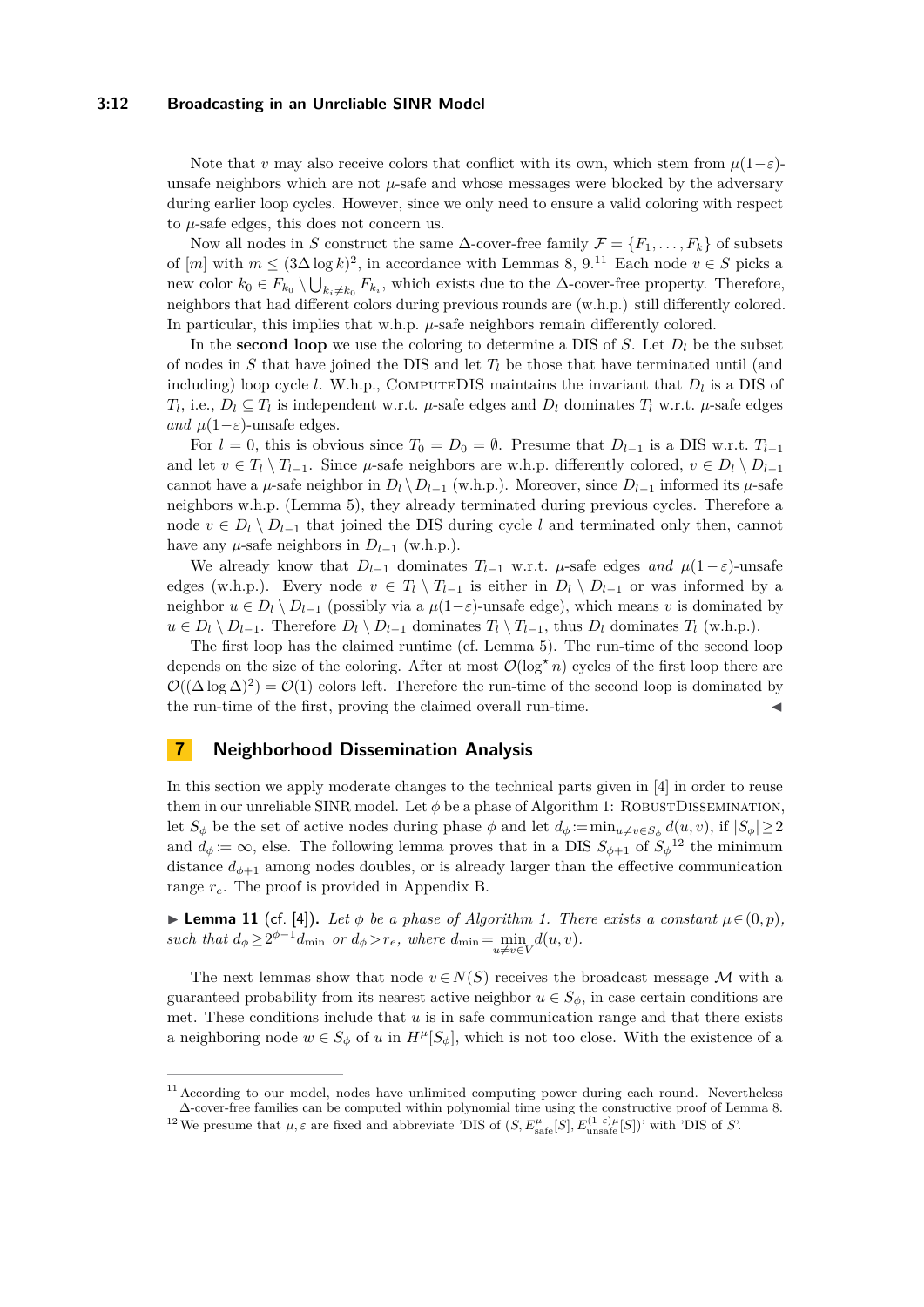Note that $v$ may also receive colors that conflict with its own, which stem from $\mu(1-\varepsilon)$-unsafe neighbors which are not $\mu$-safe and whose messages were blocked by the adversary during earlier loop cycles. However, since we only need to ensure a valid coloring with respect to $\mu$-safe edges, this does not concern us.

Now all nodes in $S$ construct the same $\Delta$-cover-free family $\mathcal{F} = \{F_1, \dots, F_k\}$ of subsets of $[m]$ with $m \leq (3\Delta \log k)^2$, in accordance with Lemmas 8, 9.[11] Each node $v \in S$ picks a new color $k_0 \in F_{k_0} \setminus \bigcup_{k_i \neq k_0} F_{k_i}$, which exists due to the $\Delta$-cover-free property. Therefore, neighbors that had different colors during previous rounds are (w.h.p.) still differently colored. In particular, this implies that w.h.p. $\mu$-safe neighbors remain differently colored.

In the **second loop** we use the coloring to determine a DIS of $S$. Let $D_l$ be the subset of nodes in $S$ that have joined the DIS and let $T_l$ be those that have terminated until (and including) loop cycle $l$. W.h.p., ComputeDIS maintains the invariant that $D_l$ is a DIS of $T_l$, i.e., $D_l \subseteq T_l$ is independent w.r.t. $\mu$-safe edges and $D_l$ dominates $T_l$ w.r.t. $\mu$-safe edges *and* $\mu(1-\varepsilon)$-unsafe edges.

For $l = 0$, this is obvious since $T_0 = D_0 = \emptyset$. Presume that $D_{l-1}$ is a DIS w.r.t. $T_{l-1}$ and let $v \in T_l \setminus T_{l-1}$. Since $\mu$-safe neighbors are w.h.p. differently colored, $v \in D_l \setminus D_{l-1}$ cannot have a $\mu$-safe neighbor in $D_l \setminus D_{l-1}$ (w.h.p.). Moreover, since $D_{l-1}$ informed its $\mu$-safe neighbors w.h.p. (Lemma 5), they already terminated during previous cycles. Therefore a node $v \in D_l \setminus D_{l-1}$ that joined the DIS during cycle $l$ and terminated only then, cannot have any $\mu$-safe neighbors in $D_{l-1}$ (w.h.p.).

We already know that $D_{l-1}$ dominates $T_{l-1}$ w.r.t. $\mu$-safe edges *and* $\mu(1-\varepsilon)$-unsafe edges (w.h.p.). Every node $v \in T_l \setminus T_{l-1}$ is either in $D_l \setminus D_{l-1}$ or was informed by a neighbor $u \in D_l \setminus D_{l-1}$ (possibly via a $\mu(1-\varepsilon)$-unsafe edge), which means $v$ is dominated by $u \in D_l \setminus D_{l-1}$. Therefore $D_l \setminus D_{l-1}$ dominates $T_l \setminus T_{l-1}$, thus $D_l$ dominates $T_l$ (w.h.p.).

The first loop has the claimed runtime (cf. Lemma 5). The run-time of the second loop depends on the size of the coloring. After at most $\mathcal{O}(\log^\star n)$ cycles of the first loop there are $\mathcal{O}((\Delta \log \Delta)^2) = \mathcal{O}(1)$ colors left. Therefore the run-time of the second loop is dominated by the run-time of the first, proving the claimed overall run-time. ◀

## 7 Neighborhood Dissemination Analysis

In this section we apply moderate changes to the technical parts given in [4] in order to reuse them in our unreliable SINR model. Let $\phi$ be a phase of Algorithm 1: RobustDissemination, let $S_\phi$ be the set of active nodes during phase $\phi$ and let $d_\phi := \min_{u \neq v \in S_\phi} d(u,v)$, if $|S_\phi| \geq 2$ and $d_\phi := \infty$, else. The following lemma proves that in a DIS $S_{\phi+1}$ of $S_\phi$[12] the minimum distance $d_{\phi+1}$ among nodes doubles, or is already larger than the effective communication range $r_e$. The proof is provided in Appendix B.

▶ **Lemma 11** (cf. [4])**.** *Let $\phi$ be a phase of Algorithm 1. There exists a constant $\mu \in (0,p)$, such that $d_\phi \geq 2^{\phi-1} d_{\min}$ or $d_\phi > r_e$, where $d_{\min} = \min_{u \neq v \in V} d(u,v)$.*

The next lemmas show that node $v \in N(S)$ receives the broadcast message $\mathcal{M}$ with a guaranteed probability from its nearest active neighbor $u \in S_\phi$, in case certain conditions are met. These conditions include that $u$ is in safe communication range and that there exists a neighboring node $w \in S_\phi$ of $u$ in $H^\mu[S_\phi]$, which is not too close. With the existence of a

---

[11] According to our model, nodes have unlimited computing power during each round. Nevertheless $\Delta$-cover-free families can be computed within polynomial time using the constructive proof of Lemma 8.

[12] We presume that $\mu, \varepsilon$ are fixed and abbreviate 'DIS of $(S, E^\mu_{\text{safe}}[S], E^{(1-\varepsilon)\mu}_{\text{unsafe}}[S])$' with 'DIS of $S$'.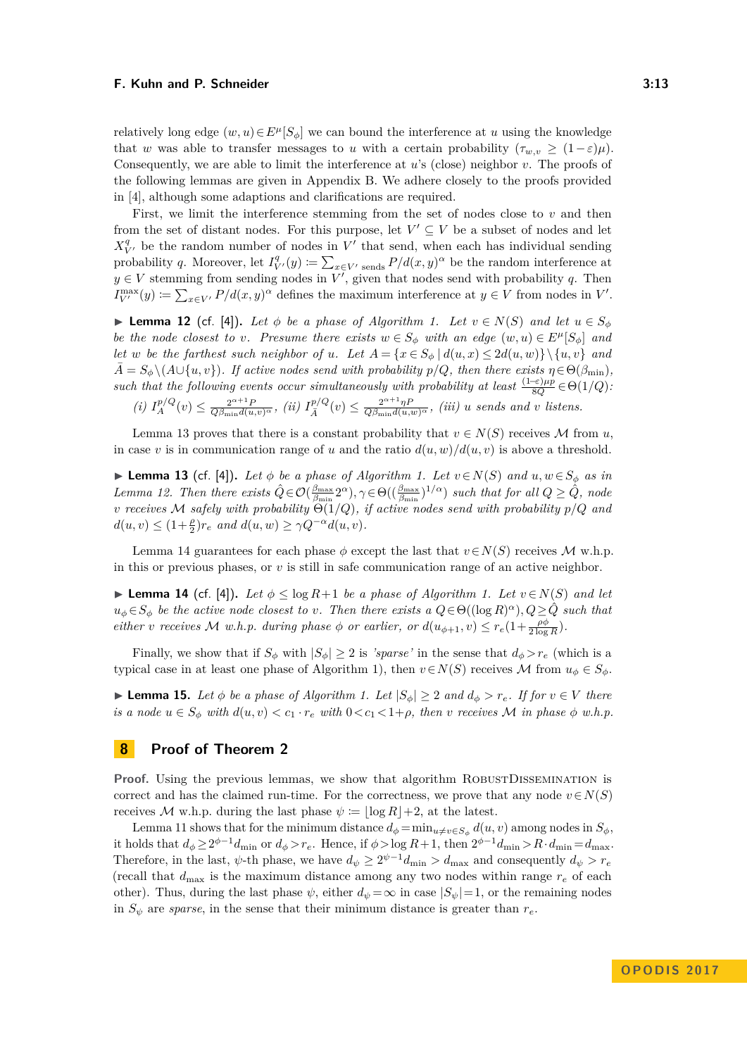relatively long edge $(w,u) \in E^\mu[S_\phi]$ we can bound the interference at $u$ using the knowledge that $w$ was able to transfer messages to $u$ with a certain probability ($\tau_{w,v} \geq (1-\varepsilon)\mu$). Consequently, we are able to limit the interference at $u$'s (close) neighbor $v$. The proofs of the following lemmas are given in Appendix B. We adhere closely to the proofs provided in [4], although some adaptions and clarifications are required.

First, we limit the interference stemming from the set of nodes close to $v$ and then from the set of distant nodes. For this purpose, let $V' \subseteq V$ be a subset of nodes and let $X^q_{V'}$ be the random number of nodes in $V'$ that send, when each has individual sending probability $q$. Moreover, let $I^q_{V'}(y) := \sum_{x \in V' \text{ sends}} P/d(x,y)^\alpha$ be the random interference at $y \in V$ stemming from sending nodes in $V'$, given that nodes send with probability $q$. Then $I^{\max}_{V'}(y) := \sum_{x \in V'} P/d(x,y)^\alpha$ defines the maximum interference at $y \in V$ from nodes in $V'$.

▶ **Lemma 12** (cf. [4]). *Let $\phi$ be a phase of Algorithm 1. Let $v \in N(S)$ and let $u \in S_\phi$ be the node closest to $v$. Presume there exists $w \in S_\phi$ with an edge $(w,u) \in E^\mu[S_\phi]$ and let $w$ be the farthest such neighbor of $u$. Let $A = \{x \in S_\phi \mid d(u,x) \leq 2d(u,w)\} \setminus \{u,v\}$ and $\bar{A} = S_\phi \setminus (A \cup \{u,v\})$. If active nodes send with probability $p/Q$, then there exists $\eta \in \Theta(\beta_{\min})$, such that the following events occur simultaneously with probability at least $\frac{(1-\varepsilon)\mu p}{8Q} \in \Theta(1/Q)$:*
*(i) $I^{p/Q}_A(v) \leq \frac{2^{\alpha+1}P}{Q\beta_{\min} d(u,v)^\alpha}$, (ii) $I^{p/Q}_{\bar{A}}(v) \leq \frac{2^{\alpha+1}\eta P}{Q\beta_{\min} d(u,w)^\alpha}$, (iii) $u$ sends and $v$ listens.*

Lemma 13 proves that there is a constant probability that $v \in N(S)$ receives $\mathcal{M}$ from $u$, in case $v$ is in communication range of $u$ and the ratio $d(u,w)/d(u,v)$ is above a threshold.

▶ **Lemma 13** (cf. [4]). *Let $\phi$ be a phase of Algorithm 1. Let $v \in N(S)$ and $u,w \in S_\phi$ as in Lemma 12. Then there exists $\hat{Q} \in \mathcal{O}(\frac{\beta_{\max}}{\beta_{\min}} 2^\alpha)$, $\gamma \in \Theta((\frac{\beta_{\max}}{\beta_{\min}})^{1/\alpha})$ such that for all $Q \geq \hat{Q}$, node $v$ receives $\mathcal{M}$ safely with probability $\Theta(1/Q)$, if active nodes send with probability $p/Q$ and $d(u,v) \leq (1+\frac{\rho}{2})r_e$ and $d(u,w) \geq \gamma Q^{-\alpha} d(u,v)$.*

Lemma 14 guarantees for each phase $\phi$ except the last that $v \in N(S)$ receives $\mathcal{M}$ w.h.p. in this or previous phases, or $v$ is still in safe communication range of an active neighbor.

▶ **Lemma 14** (cf. [4]). *Let $\phi \leq \log R+1$ be a phase of Algorithm 1. Let $v \in N(S)$ and let $u_\phi \in S_\phi$ be the active node closest to $v$. Then there exists a $Q \in \Theta((\log R)^\alpha)$, $Q \geq \hat{Q}$ such that either $v$ receives $\mathcal{M}$ w.h.p. during phase $\phi$ or earlier, or $d(u_{\phi+1},v) \leq r_e(1+\frac{\rho\phi}{2\log R})$.*

Finally, we show that if $S_\phi$ with $|S_\phi| \geq 2$ is *'sparse'* in the sense that $d_\phi > r_e$ (which is a typical case in at least one phase of Algorithm 1), then $v \in N(S)$ receives $\mathcal{M}$ from $u_\phi \in S_\phi$.

▶ **Lemma 15.** *Let $\phi$ be a phase of Algorithm 1. Let $|S_\phi| \geq 2$ and $d_\phi > r_e$. If for $v \in V$ there is a node $u \in S_\phi$ with $d(u,v) < c_1 \cdot r_e$ with $0 < c_1 < 1+\rho$, then $v$ receives $\mathcal{M}$ in phase $\phi$ w.h.p.*

## 8 Proof of Theorem 2

**Proof.** Using the previous lemmas, we show that algorithm RobustDissemination is correct and has the claimed run-time. For the correctness, we prove that any node $v \in N(S)$ receives $\mathcal{M}$ w.h.p. during the last phase $\psi := \lfloor \log R \rfloor + 2$, at the latest.

Lemma 11 shows that for the minimum distance $d_\phi = \min_{u \neq v \in S_\phi} d(u,v)$ among nodes in $S_\phi$, it holds that $d_\phi \geq 2^{\phi-1} d_{\min}$ or $d_\phi > r_e$. Hence, if $\phi > \log R+1$, then $2^{\phi-1} d_{\min} > R \cdot d_{\min} = d_{\max}$. Therefore, in the last, $\psi$-th phase, we have $d_\psi \geq 2^{\psi-1} d_{\min} > d_{\max}$ and consequently $d_\psi > r_e$ (recall that $d_{\max}$ is the maximum distance among any two nodes within range $r_e$ of each other). Thus, during the last phase $\psi$, either $d_\psi = \infty$ in case $|S_\psi| = 1$, or the remaining nodes in $S_\psi$ are *sparse*, in the sense that their minimum distance is greater than $r_e$.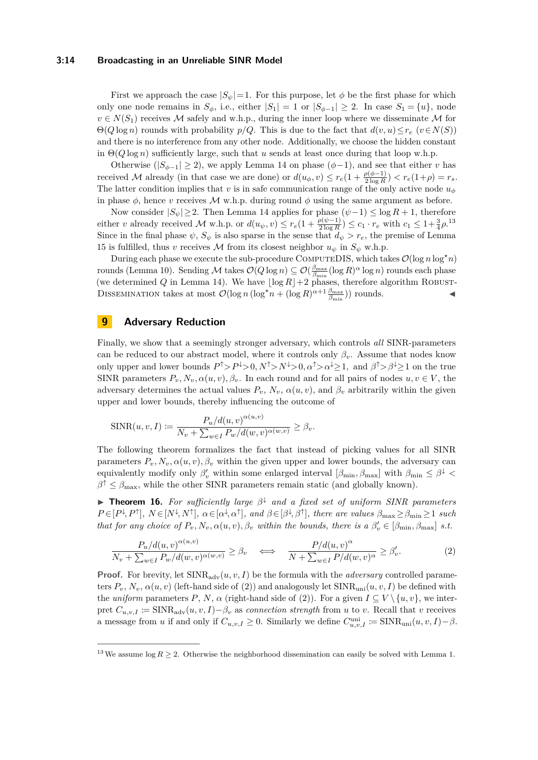First we approach the case $|S_\psi|=1$. For this purpose, let $\phi$ be the first phase for which only one node remains in $S_\phi$, i.e., either $|S_1| = 1$ or $|S_{\phi-1}| \geq 2$. In case $S_1 = \{u\}$, node $v \in N(S_1)$ receives $\mathcal{M}$ safely and w.h.p., during the inner loop where we disseminate $\mathcal{M}$ for $\Theta(Q \log n)$ rounds with probability $p/Q$. This is due to the fact that $d(v,u) \leq r_e$ $(v \in N(S))$ and there is no interference from any other node. Additionally, we choose the hidden constant in $\Theta(Q \log n)$ sufficiently large, such that $u$ sends at least once during that loop w.h.p.

Otherwise ($|S_{\phi-1}| \geq 2$), we apply Lemma 14 on phase $(\phi-1)$, and see that either $v$ has received $\mathcal{M}$ already (in that case we are done) or $d(u_\phi, v) \leq r_e(1 + \frac{\rho(\phi-1)}{2\log R}) < r_e(1+\rho) = r_s$. The latter condition implies that $v$ is in safe communication range of the only active node $u_\phi$ in phase $\phi$, hence $v$ receives $\mathcal{M}$ w.h.p. during round $\phi$ using the same argument as before.

Now consider $|S_\psi| \geq 2$. Then Lemma 14 applies for phase $(\psi-1) \leq \log R + 1$, therefore either $v$ already received $\mathcal{M}$ w.h.p. or $d(u_\psi, v) \leq r_e(1 + \frac{\rho(\psi-1)}{2\log R}) \leq c_1 \cdot r_e$ with $c_1 \leq 1 + \frac{3}{4}\rho$.[13] Since in the final phase $\psi$, $S_\psi$ is also sparse in the sense that $d_\psi > r_e$, the premise of Lemma 15 is fulfilled, thus $v$ receives $\mathcal{M}$ from its closest neighbor $u_\psi$ in $S_\psi$ w.h.p.

During each phase we execute the sub-procedure ComputeDIS, which takes $\mathcal{O}(\log n \log^\star n)$ rounds (Lemma 10). Sending $\mathcal{M}$ takes $\mathcal{O}(Q \log n) \subseteq \mathcal{O}(\frac{\beta_{\max}}{\beta_{\min}}(\log R)^\alpha \log n)$ rounds each phase (we determined $Q$ in Lemma 14). We have $\lfloor \log R \rfloor + 2$ phases, therefore algorithm Robust-Dissemination takes at most $\mathcal{O}(\log n (\log^\star n + (\log R)^{\alpha+1} \frac{\beta_{\max}}{\beta_{\min}}))$ rounds. ◂

## 9 Adversary Reduction

Finally, we show that a seemingly stronger adversary, which controls *all* SINR-parameters can be reduced to our abstract model, where it controls only $\beta_v$. Assume that nodes know only upper and lower bounds $P^\uparrow > P^\downarrow > 0, N^\uparrow > N^\downarrow > 0, \alpha^\uparrow > \alpha^\downarrow \geq 1,$ and $\beta^\uparrow > \beta^\downarrow \geq 1$ on the true SINR parameters $P_v, N_v, \alpha(u,v), \beta_v$. In each round and for all pairs of nodes $u, v \in V$, the adversary determines the actual values $P_v$, $N_v$, $\alpha(u,v)$, and $\beta_v$ arbitrarily within the given upper and lower bounds, thereby influencing the outcome of

$$\mathrm{SINR}(u,v,I) \coloneqq \frac{P_u / d(u,v)^{\alpha(u,v)}}{N_v + \sum_{w \in I} P_w / d(w,v)^{\alpha(w,v)}} \geq \beta_v.$$

The following theorem formalizes the fact that instead of picking values for all SINR parameters $P_v, N_v, \alpha(u,v), \beta_v$ within the given upper and lower bounds, the adversary can equivalently modify only $\beta'_v$ within some enlarged interval $[\beta_{\min}, \beta_{\max}]$ with $\beta_{\min} \leq \beta^\downarrow < \beta^\uparrow \leq \beta_{\max}$, while the other SINR parameters remain static (and globally known).

▸ **Theorem 16.** *For sufficiently large $\beta^\downarrow$ and a fixed set of uniform SINR parameters $P \in [P^\downarrow, P^\uparrow]$, $N \in [N^\downarrow, N^\uparrow]$, $\alpha \in [\alpha^\downarrow, \alpha^\uparrow]$, and $\beta \in [\beta^\downarrow, \beta^\uparrow]$, there are values $\beta_{\max} \geq \beta_{\min} \geq 1$ such that for any choice of $P_v, N_v, \alpha(u,v), \beta_v$ within the bounds, there is a $\beta'_v \in [\beta_{\min}, \beta_{\max}]$ s.t.*

$$\frac{P_u / d(u,v)^{\alpha(u,v)}}{N_v + \sum_{w \in I} P_w / d(w,v)^{\alpha(w,v)}} \geq \beta_v \quad \Longleftrightarrow \quad \frac{P / d(u,v)^{\alpha}}{N + \sum_{w \in I} P / d(w,v)^{\alpha}} \geq \beta'_v. \tag{2}$$

**Proof.** For brevity, let $\mathrm{SINR}_{\mathrm{adv}}(u,v,I)$ be the formula with the *adversary* controlled parameters $P_v$, $N_v$, $\alpha(u,v)$ (left-hand side of (2)) and analogously let $\mathrm{SINR}_{\mathrm{uni}}(u,v,I)$ be defined with the *uniform* parameters $P$, $N$, $\alpha$ (right-hand side of (2)). For a given $I \subseteq V \setminus \{u,v\}$, we interpret $C_{u,v,I} \coloneqq \mathrm{SINR}_{\mathrm{adv}}(u,v,I) - \beta_v$ as *connection strength* from $u$ to $v$. Recall that $v$ receives a message from $u$ if and only if $C_{u,v,I} \geq 0$. Similarly we define $C^{\mathrm{uni}}_{u,v,I} \coloneqq \mathrm{SINR}_{\mathrm{uni}}(u,v,I) - \beta$.

[13] We assume $\log R \geq 2$. Otherwise the neighborhood dissemination can easily be solved with Lemma 1.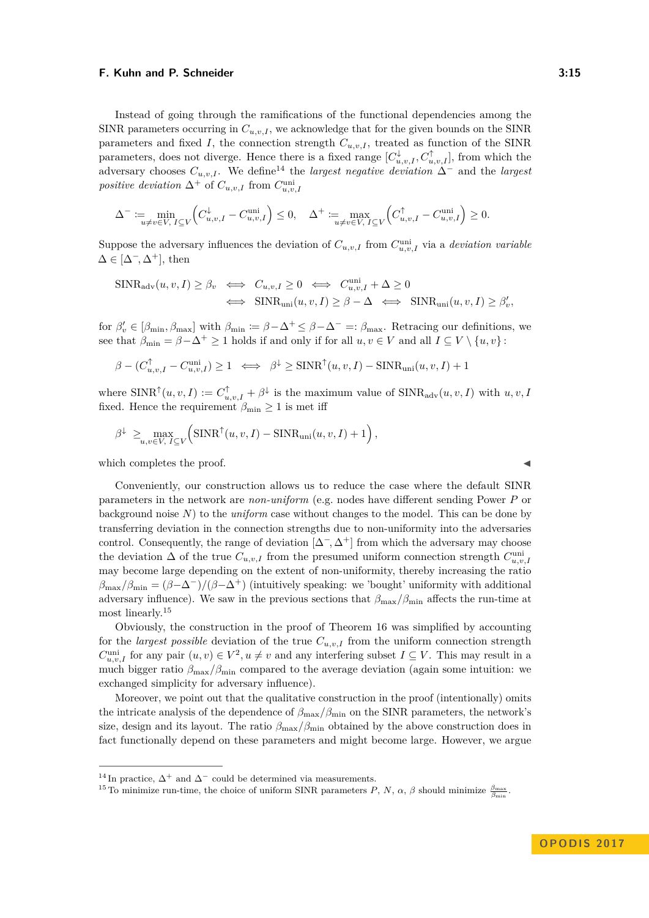Instead of going through the ramifications of the functional dependencies among the SINR parameters occurring in $C_{u,v,I}$, we acknowledge that for the given bounds on the SINR parameters and fixed $I$, the connection strength $C_{u,v,I}$, treated as function of the SINR parameters, does not diverge. Hence there is a fixed range $[C^{\downarrow}_{u,v,I}, C^{\uparrow}_{u,v,I}]$, from which the adversary chooses $C_{u,v,I}$. We define[14] the *largest negative deviation* $\Delta^-$ and the *largest positive deviation* $\Delta^+$ of $C_{u,v,I}$ from $C^{\text{uni}}_{u,v,I}$

$$\Delta^- := \min_{u\neq v\in V,\, I\subseteq V}\left(C^{\downarrow}_{u,v,I} - C^{\text{uni}}_{u,v,I}\right) \leq 0, \quad \Delta^+ := \max_{u\neq v\in V,\, I\subseteq V}\left(C^{\uparrow}_{u,v,I} - C^{\text{uni}}_{u,v,I}\right) \geq 0.$$

Suppose the adversary influences the deviation of $C_{u,v,I}$ from $C^{\text{uni}}_{u,v,I}$ via a *deviation variable* $\Delta \in [\Delta^-, \Delta^+]$, then

$$\begin{aligned}\text{SINR}_{\text{adv}}(u,v,I) \geq \beta_v \iff C_{u,v,I} \geq 0 \iff C^{\text{uni}}_{u,v,I} + \Delta \geq 0 \\ \iff \text{SINR}_{\text{uni}}(u,v,I) \geq \beta - \Delta \iff \text{SINR}_{\text{uni}}(u,v,I) \geq \beta'_v,\end{aligned}$$

for $\beta'_v \in [\beta_{\min}, \beta_{\max}]$ with $\beta_{\min} := \beta - \Delta^+ \leq \beta - \Delta^- =: \beta_{\max}$. Retracing our definitions, we see that $\beta_{\min} = \beta - \Delta^+ \geq 1$ holds if and only if for all $u,v \in V$ and all $I \subseteq V \setminus \{u,v\}$:

$$\beta - (C^{\uparrow}_{u,v,I} - C^{\text{uni}}_{u,v,I}) \geq 1 \iff \beta^{\downarrow} \geq \text{SINR}^{\uparrow}(u,v,I) - \text{SINR}_{\text{uni}}(u,v,I) + 1$$

where $\text{SINR}^{\uparrow}(u,v,I) := C^{\uparrow}_{u,v,I} + \beta^{\downarrow}$ is the maximum value of $\text{SINR}_{\text{adv}}(u,v,I)$ with $u,v,I$ fixed. Hence the requirement $\beta_{\min} \geq 1$ is met iff

$$\beta^{\downarrow} \geq \max_{u,v\in V,\, I\subseteq V}\left(\text{SINR}^{\uparrow}(u,v,I) - \text{SINR}_{\text{uni}}(u,v,I) + 1\right),$$

which completes the proof. ◀

Conveniently, our construction allows us to reduce the case where the default SINR parameters in the network are *non-uniform* (e.g. nodes have different sending Power $P$ or background noise $N$) to the *uniform* case without changes to the model. This can be done by transferring deviation in the connection strengths due to non-uniformity into the adversaries control. Consequently, the range of deviation $[\Delta^-, \Delta^+]$ from which the adversary may choose the deviation $\Delta$ of the true $C_{u,v,I}$ from the presumed uniform connection strength $C^{\text{uni}}_{u,v,I}$ may become large depending on the extent of non-uniformity, thereby increasing the ratio $\beta_{\max}/\beta_{\min} = (\beta - \Delta^-)/(\beta - \Delta^+)$ (intuitively speaking: we 'bought' uniformity with additional adversary influence). We saw in the previous sections that $\beta_{\max}/\beta_{\min}$ affects the run-time at most linearly.[15]

Obviously, the construction in the proof of Theorem 16 was simplified by accounting for the *largest possible* deviation of the true $C_{u,v,I}$ from the uniform connection strength $C^{\text{uni}}_{u,v,I}$ for any pair $(u,v) \in V^2, u \neq v$ and any interfering subset $I \subseteq V$. This may result in a much bigger ratio $\beta_{\max}/\beta_{\min}$ compared to the average deviation (again some intuition: we exchanged simplicity for adversary influence).

Moreover, we point out that the qualitative construction in the proof (intentionally) omits the intricate analysis of the dependence of $\beta_{\max}/\beta_{\min}$ on the SINR parameters, the network's size, design and its layout. The ratio $\beta_{\max}/\beta_{\min}$ obtained by the above construction does in fact functionally depend on these parameters and might become large. However, we argue

[14] In practice, $\Delta^+$ and $\Delta^-$ could be determined via measurements.

[15] To minimize run-time, the choice of uniform SINR parameters $P$, $N$, $\alpha$, $\beta$ should minimize $\frac{\beta_{\max}}{\beta_{\min}}$.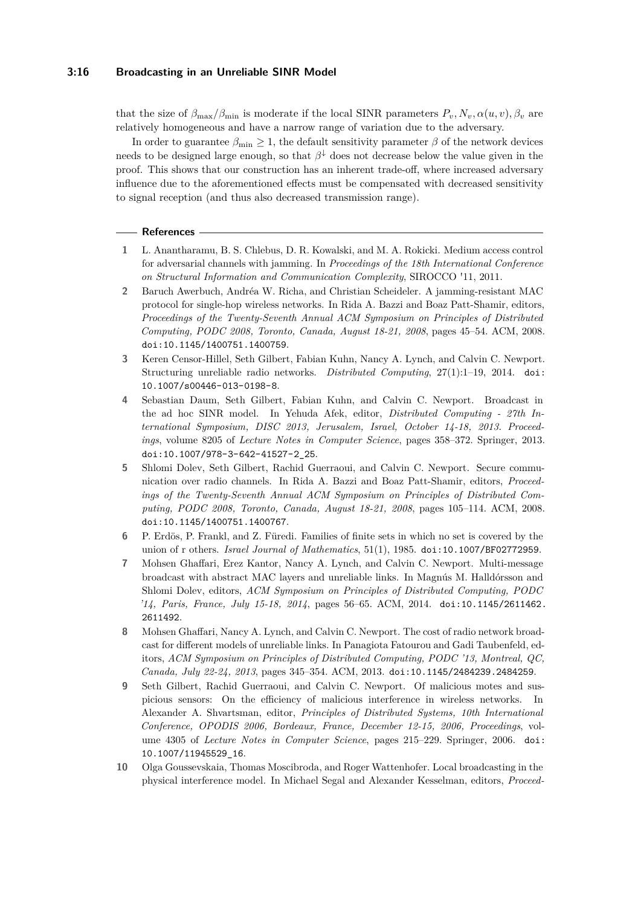that the size of $\beta_{\max}/\beta_{\min}$ is moderate if the local SINR parameters $P_v, N_v, \alpha(u,v), \beta_v$ are relatively homogeneous and have a narrow range of variation due to the adversary.

In order to guarantee $\beta_{\min} \geq 1$, the default sensitivity parameter $\beta$ of the network devices needs to be designed large enough, so that $\beta^{\downarrow}$ does not decrease below the value given in the proof. This shows that our construction has an inherent trade-off, where increased adversary influence due to the aforementioned effects must be compensated with decreased sensitivity to signal reception (and thus also decreased transmission range).

## References

1. L. Anantharamu, B. S. Chlebus, D. R. Kowalski, and M. A. Rokicki. Medium access control for adversarial channels with jamming. In *Proceedings of the 18th International Conference on Structural Information and Communication Complexity*, SIROCCO '11, 2011.
2. Baruch Awerbuch, Andréa W. Richa, and Christian Scheideler. A jamming-resistant MAC protocol for single-hop wireless networks. In Rida A. Bazzi and Boaz Patt-Shamir, editors, *Proceedings of the Twenty-Seventh Annual ACM Symposium on Principles of Distributed Computing, PODC 2008, Toronto, Canada, August 18-21, 2008*, pages 45–54. ACM, 2008. doi:10.1145/1400751.1400759.
3. Keren Censor-Hillel, Seth Gilbert, Fabian Kuhn, Nancy A. Lynch, and Calvin C. Newport. Structuring unreliable radio networks. *Distributed Computing*, 27(1):1–19, 2014. doi:10.1007/s00446-013-0198-8.
4. Sebastian Daum, Seth Gilbert, Fabian Kuhn, and Calvin C. Newport. Broadcast in the ad hoc SINR model. In Yehuda Afek, editor, *Distributed Computing - 27th International Symposium, DISC 2013, Jerusalem, Israel, October 14-18, 2013. Proceedings*, volume 8205 of *Lecture Notes in Computer Science*, pages 358–372. Springer, 2013. doi:10.1007/978-3-642-41527-2_25.
5. Shlomi Dolev, Seth Gilbert, Rachid Guerraoui, and Calvin C. Newport. Secure communication over radio channels. In Rida A. Bazzi and Boaz Patt-Shamir, editors, *Proceedings of the Twenty-Seventh Annual ACM Symposium on Principles of Distributed Computing, PODC 2008, Toronto, Canada, August 18-21, 2008*, pages 105–114. ACM, 2008. doi:10.1145/1400751.1400767.
6. P. Erdös, P. Frankl, and Z. Füredi. Families of finite sets in which no set is covered by the union of r others. *Israel Journal of Mathematics*, 51(1), 1985. doi:10.1007/BF02772959.
7. Mohsen Ghaffari, Erez Kantor, Nancy A. Lynch, and Calvin C. Newport. Multi-message broadcast with abstract MAC layers and unreliable links. In Magnús M. Halldórsson and Shlomi Dolev, editors, *ACM Symposium on Principles of Distributed Computing, PODC '14, Paris, France, July 15-18, 2014*, pages 56–65. ACM, 2014. doi:10.1145/2611462.2611492.
8. Mohsen Ghaffari, Nancy A. Lynch, and Calvin C. Newport. The cost of radio network broadcast for different models of unreliable links. In Panagiota Fatourou and Gadi Taubenfeld, editors, *ACM Symposium on Principles of Distributed Computing, PODC '13, Montreal, QC, Canada, July 22-24, 2013*, pages 345–354. ACM, 2013. doi:10.1145/2484239.2484259.
9. Seth Gilbert, Rachid Guerraoui, and Calvin C. Newport. Of malicious motes and suspicious sensors: On the efficiency of malicious interference in wireless networks. In Alexander A. Shvartsman, editor, *Principles of Distributed Systems, 10th International Conference, OPODIS 2006, Bordeaux, France, December 12-15, 2006, Proceedings*, volume 4305 of *Lecture Notes in Computer Science*, pages 215–229. Springer, 2006. doi:10.1007/11945529_16.
10. Olga Goussevskaia, Thomas Moscibroda, and Roger Wattenhofer. Local broadcasting in the physical interference model. In Michael Segal and Alexander Kesselman, editors, *Proceed-*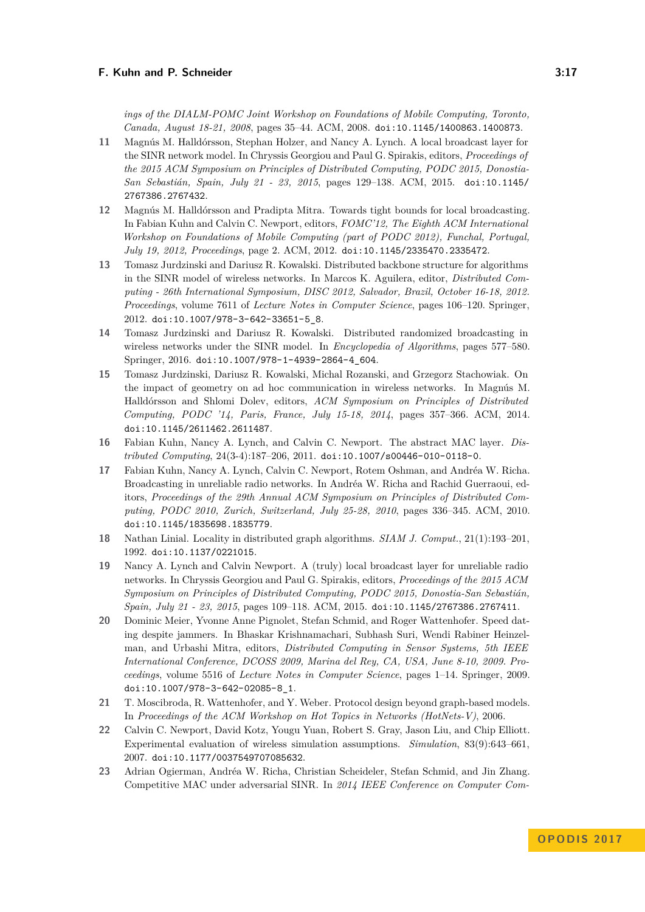*ings of the DIALM-POMC Joint Workshop on Foundations of Mobile Computing, Toronto, Canada, August 18-21, 2008*, pages 35–44. ACM, 2008. doi:10.1145/1400863.1400873.

**11** Magnús M. Halldórsson, Stephan Holzer, and Nancy A. Lynch. A local broadcast layer for the SINR network model. In Chryssis Georgiou and Paul G. Spirakis, editors, *Proceedings of the 2015 ACM Symposium on Principles of Distributed Computing, PODC 2015, Donostia-San Sebastián, Spain, July 21 - 23, 2015*, pages 129–138. ACM, 2015. doi:10.1145/2767386.2767432.

**12** Magnús M. Halldórsson and Pradipta Mitra. Towards tight bounds for local broadcasting. In Fabian Kuhn and Calvin C. Newport, editors, *FOMC'12, The Eighth ACM International Workshop on Foundations of Mobile Computing (part of PODC 2012), Funchal, Portugal, July 19, 2012, Proceedings*, page 2. ACM, 2012. doi:10.1145/2335470.2335472.

**13** Tomasz Jurdzinski and Dariusz R. Kowalski. Distributed backbone structure for algorithms in the SINR model of wireless networks. In Marcos K. Aguilera, editor, *Distributed Computing - 26th International Symposium, DISC 2012, Salvador, Brazil, October 16-18, 2012. Proceedings*, volume 7611 of *Lecture Notes in Computer Science*, pages 106–120. Springer, 2012. doi:10.1007/978-3-642-33651-5_8.

**14** Tomasz Jurdzinski and Dariusz R. Kowalski. Distributed randomized broadcasting in wireless networks under the SINR model. In *Encyclopedia of Algorithms*, pages 577–580. Springer, 2016. doi:10.1007/978-1-4939-2864-4_604.

**15** Tomasz Jurdzinski, Dariusz R. Kowalski, Michal Rozanski, and Grzegorz Stachowiak. On the impact of geometry on ad hoc communication in wireless networks. In Magnús M. Halldórsson and Shlomi Dolev, editors, *ACM Symposium on Principles of Distributed Computing, PODC '14, Paris, France, July 15-18, 2014*, pages 357–366. ACM, 2014. doi:10.1145/2611462.2611487.

**16** Fabian Kuhn, Nancy A. Lynch, and Calvin C. Newport. The abstract MAC layer. *Distributed Computing*, 24(3-4):187–206, 2011. doi:10.1007/s00446-010-0118-0.

**17** Fabian Kuhn, Nancy A. Lynch, Calvin C. Newport, Rotem Oshman, and Andréa W. Richa. Broadcasting in unreliable radio networks. In Andréa W. Richa and Rachid Guerraoui, editors, *Proceedings of the 29th Annual ACM Symposium on Principles of Distributed Computing, PODC 2010, Zurich, Switzerland, July 25-28, 2010*, pages 336–345. ACM, 2010. doi:10.1145/1835698.1835779.

**18** Nathan Linial. Locality in distributed graph algorithms. *SIAM J. Comput.*, 21(1):193–201, 1992. doi:10.1137/0221015.

**19** Nancy A. Lynch and Calvin Newport. A (truly) local broadcast layer for unreliable radio networks. In Chryssis Georgiou and Paul G. Spirakis, editors, *Proceedings of the 2015 ACM Symposium on Principles of Distributed Computing, PODC 2015, Donostia-San Sebastián, Spain, July 21 - 23, 2015*, pages 109–118. ACM, 2015. doi:10.1145/2767386.2767411.

**20** Dominic Meier, Yvonne Anne Pignolet, Stefan Schmid, and Roger Wattenhofer. Speed dating despite jammers. In Bhaskar Krishnamachari, Subhash Suri, Wendi Rabiner Heinzelman, and Urbashi Mitra, editors, *Distributed Computing in Sensor Systems, 5th IEEE International Conference, DCOSS 2009, Marina del Rey, CA, USA, June 8-10, 2009. Proceedings*, volume 5516 of *Lecture Notes in Computer Science*, pages 1–14. Springer, 2009. doi:10.1007/978-3-642-02085-8_1.

**21** T. Moscibroda, R. Wattenhofer, and Y. Weber. Protocol design beyond graph-based models. In *Proceedings of the ACM Workshop on Hot Topics in Networks (HotNets-V)*, 2006.

**22** Calvin C. Newport, David Kotz, Yougu Yuan, Robert S. Gray, Jason Liu, and Chip Elliott. Experimental evaluation of wireless simulation assumptions. *Simulation*, 83(9):643–661, 2007. doi:10.1177/0037549707085632.

**23** Adrian Ogierman, Andréa W. Richa, Christian Scheideler, Stefan Schmid, and Jin Zhang. Competitive MAC under adversarial SINR. In *2014 IEEE Conference on Computer Com-*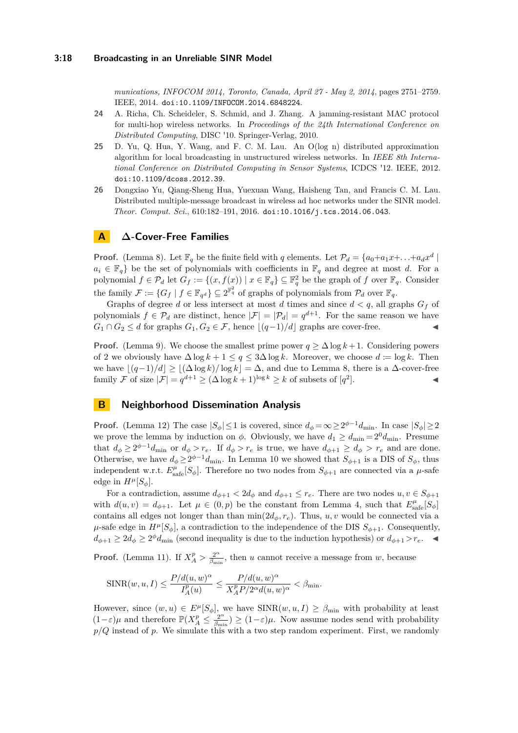*munications, INFOCOM 2014, Toronto, Canada, April 27 - May 2, 2014*, pages 2751–2759. IEEE, 2014. doi:10.1109/INFOCOM.2014.6848224.

**24** A. Richa, Ch. Scheideler, S. Schmid, and J. Zhang. A jamming-resistant MAC protocol for multi-hop wireless networks. In *Proceedings of the 24th International Conference on Distributed Computing*, DISC '10. Springer-Verlag, 2010.

**25** D. Yu, Q. Hua, Y. Wang, and F. C. M. Lau. An O(log n) distributed approximation algorithm for local broadcasting in unstructured wireless networks. In *IEEE 8th International Conference on Distributed Computing in Sensor Systems*, ICDCS '12. IEEE, 2012. doi:10.1109/dcoss.2012.39.

**26** Dongxiao Yu, Qiang-Sheng Hua, Yuexuan Wang, Haisheng Tan, and Francis C. M. Lau. Distributed multiple-message broadcast in wireless ad hoc networks under the SINR model. *Theor. Comput. Sci.*, 610:182–191, 2016. doi:10.1016/j.tcs.2014.06.043.

# A $\Delta$-Cover-Free Families

**Proof.** (Lemma 8). Let $\mathbb{F}_q$ be the finite field with $q$ elements. Let $\mathcal{P}_d = \{a_0 + a_1 x + \ldots + a_d x^d \mid a_i \in \mathbb{F}_q\}$ be the set of polynomials with coefficients in $\mathbb{F}_q$ and degree at most $d$. For a polynomial $f \in \mathcal{P}_d$ let $G_f := \{(x, f(x)) \mid x \in \mathbb{F}_q\} \subseteq \mathbb{F}_q^2$ be the graph of $f$ over $\mathbb{F}_q$. Consider the family $\mathcal{F} := \{G_f \mid f \in \mathbb{F}_{q^d}\} \subseteq 2^{\mathbb{F}_q^2}$ of graphs of polynomials from $\mathcal{P}_d$ over $\mathbb{F}_q$.

Graphs of degree $d$ or less intersect at most $d$ times and since $d < q$, all graphs $G_f$ of polynomials $f \in \mathcal{P}_d$ are distinct, hence $|\mathcal{F}| = |\mathcal{P}_d| = q^{d+1}$. For the same reason we have $G_1 \cap G_2 \leq d$ for graphs $G_1, G_2 \in \mathcal{F}$, hence $\lfloor (q-1)/d \rfloor$ graphs are cover-free. ◀

**Proof.** (Lemma 9). We choose the smallest prime $q \geq \Delta \log k + 1$. Considering powers of 2 we obviously have $\Delta \log k + 1 \leq q \leq 3\Delta \log k$. Moreover, we choose $d := \log k$. Then we have $\lfloor (q-1)/d \rfloor \geq \lfloor (\Delta \log k)/\log k \rfloor = \Delta$, and due to Lemma 8, there is a $\Delta$-cover-free family $\mathcal{F}$ of size $|\mathcal{F}| = q^{d+1} \geq (\Delta \log k + 1)^{\log k} \geq k$ of subsets of $[q^2]$. ◀

# B Neighborhood Dissemination Analysis

**Proof.** (Lemma 12) The case $|S_\phi| \leq 1$ is covered, since $d_\phi = \infty \geq 2^{\phi-1} d_{\min}$. In case $|S_\phi| \geq 2$ we prove the lemma by induction on $\phi$. Obviously, we have $d_1 \geq d_{\min} = 2^0 d_{\min}$. Presume that $d_\phi \geq 2^{\phi-1} d_{\min}$ or $d_\phi > r_e$. If $d_\phi > r_e$ is true, we have $d_{\phi+1} \geq d_\phi > r_e$ and are done. Otherwise, we have $d_\phi \geq 2^{\phi-1} d_{\min}$. In Lemma 10 we showed that $S_{\phi+1}$ is a DIS of $S_\phi$, thus independent w.r.t. $E^\mu_{\text{safe}}[S_\phi]$. Therefore no two nodes from $S_{\phi+1}$ are connected via a $\mu$-safe edge in $H^\mu[S_\phi]$.

For a contradiction, assume $d_{\phi+1} < 2d_\phi$ and $d_{\phi+1} \leq r_e$. There are two nodes $u, v \in S_{\phi+1}$ with $d(u, v) = d_{\phi+1}$. Let $\mu \in (0, p)$ be the constant from Lemma 4, such that $E^\mu_{\text{safe}}[S_\phi]$ contains all edges not longer than than $\min(2d_\phi, r_e)$. Thus, $u, v$ would be connected via a $\mu$-safe edge in $H^\mu[S_\phi]$, a contradiction to the independence of the DIS $S_{\phi+1}$. Consequently, $d_{\phi+1} \geq 2d_\phi \geq 2^\phi d_{\min}$ (second inequality is due to the induction hypothesis) or $d_{\phi+1} > r_e$. ◀

**Proof.** (Lemma 11). If $X^p_A > \frac{2^\alpha}{\beta_{\min}}$, then $u$ cannot receive a message from $w$, because

$$\text{SINR}(w, u, I) \leq \frac{P/d(u, w)^\alpha}{I^p_A(u)} \leq \frac{P/d(u, w)^\alpha}{X^p_A P/2^\alpha d(u, w)^\alpha} < \beta_{\min}.$$

However, since $(w, u) \in E^\mu[S_\phi]$, we have $\text{SINR}(w, u, I) \geq \beta_{\min}$ with probability at least $(1-\varepsilon)\mu$ and therefore $\mathbb{P}(X^p_A \leq \frac{2^\alpha}{\beta_{\min}}) \geq (1-\varepsilon)\mu$. Now assume nodes send with probability $p/Q$ instead of $p$. We simulate this with a two step random experiment. First, we randomly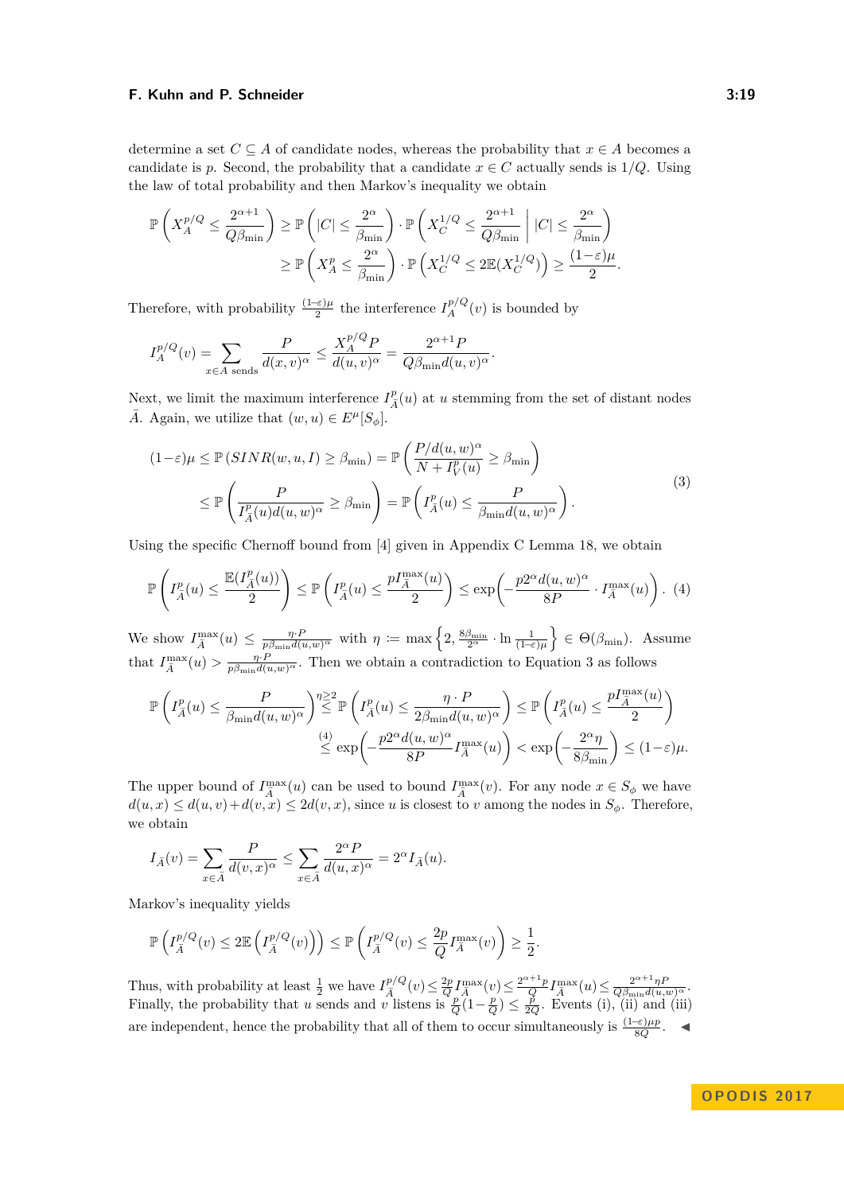determine a set $C \subseteq A$ of candidate nodes, whereas the probability that $x \in A$ becomes a candidate is $p$. Second, the probability that a candidate $x \in C$ actually sends is $1/Q$. Using the law of total probability and then Markov's inequality we obtain

$$\mathbb{P}\left(X_A^{p/Q} \le \frac{2^{\alpha+1}}{Q\beta_{\min}}\right) \ge \mathbb{P}\left(|C| \le \frac{2^\alpha}{\beta_{\min}}\right) \cdot \mathbb{P}\left(X_C^{1/Q} \le \frac{2^{\alpha+1}}{Q\beta_{\min}} \,\middle|\, |C| \le \frac{2^\alpha}{\beta_{\min}}\right)$$
$$\ge \mathbb{P}\left(X_A^p \le \frac{2^\alpha}{\beta_{\min}}\right) \cdot \mathbb{P}\left(X_C^{1/Q} \le 2\mathbb{E}(X_C^{1/Q})\right) \ge \frac{(1-\varepsilon)\mu}{2}.$$

Therefore, with probability $\frac{(1-\varepsilon)\mu}{2}$ the interference $I_A^{p/Q}(v)$ is bounded by

$$I_A^{p/Q}(v) = \sum_{x \in A \text{ sends}} \frac{P}{d(x,v)^\alpha} \le \frac{X_A^{p/Q} P}{d(u,v)^\alpha} = \frac{2^{\alpha+1}P}{Q\beta_{\min} d(u,v)^\alpha}.$$

Next, we limit the maximum interference $I_{\bar{A}}^p(u)$ at $u$ stemming from the set of distant nodes $\bar{A}$. Again, we utilize that $(w,u) \in E^\mu[S_\phi]$.

$$(1-\varepsilon)\mu \le \mathbb{P}\left(SINR(w,u,I) \ge \beta_{\min}\right) = \mathbb{P}\left(\frac{P/d(u,w)^\alpha}{N + I_V^p(u)} \ge \beta_{\min}\right)$$
$$\le \mathbb{P}\left(\frac{P}{I_{\bar{A}}^p(u) d(u,w)^\alpha} \ge \beta_{\min}\right) = \mathbb{P}\left(I_{\bar{A}}^p(u) \le \frac{P}{\beta_{\min} d(u,w)^\alpha}\right). \tag{3}$$

Using the specific Chernoff bound from [4] given in Appendix C Lemma 18, we obtain

$$\mathbb{P}\left(I_{\bar{A}}^p(u) \le \frac{\mathbb{E}(I_{\bar{A}}^p(u))}{2}\right) \le \mathbb{P}\left(I_{\bar{A}}^p(u) \le \frac{pI_{\bar{A}}^{\max}(u)}{2}\right) \le \exp\left(-\frac{p2^\alpha d(u,w)^\alpha}{8P} \cdot I_{\bar{A}}^{\max}(u)\right). \tag{4}$$

We show $I_{\bar{A}}^{\max}(u) \le \frac{\eta \cdot P}{p\beta_{\min} d(u,w)^\alpha}$ with $\eta := \max\left\{2, \frac{8\beta_{\min}}{2^\alpha} \cdot \ln \frac{1}{(1-\varepsilon)\mu}\right\} \in \Theta(\beta_{\min})$. Assume that $I_{\bar{A}}^{\max}(u) > \frac{\eta \cdot P}{p\beta_{\min} d(u,w)^\alpha}$. Then we obtain a contradiction to Equation 3 as follows

$$\mathbb{P}\left(I_{\bar{A}}^p(u) \le \frac{P}{\beta_{\min} d(u,w)^\alpha}\right) \overset{\eta \ge 2}{\le} \mathbb{P}\left(I_{\bar{A}}^p(u) \le \frac{\eta \cdot P}{2\beta_{\min} d(u,w)^\alpha}\right) \le \mathbb{P}\left(I_{\bar{A}}^p(u) \le \frac{pI_{\bar{A}}^{\max}(u)}{2}\right)$$
$$\overset{(4)}{\le} \exp\left(-\frac{p2^\alpha d(u,w)^\alpha}{8P} I_{\bar{A}}^{\max}(u)\right) < \exp\left(-\frac{2^\alpha \eta}{8\beta_{\min}}\right) \le (1-\varepsilon)\mu.$$

The upper bound of $I_{\bar{A}}^{\max}(u)$ can be used to bound $I_{\bar{A}}^{\max}(v)$. For any node $x \in S_\phi$ we have $d(u,x) \le d(u,v) + d(v,x) \le 2d(v,x)$, since $u$ is closest to $v$ among the nodes in $S_\phi$. Therefore, we obtain

$$I_{\bar{A}}(v) = \sum_{x \in \bar{A}} \frac{P}{d(v,x)^\alpha} \le \sum_{x \in \bar{A}} \frac{2^\alpha P}{d(u,x)^\alpha} = 2^\alpha I_{\bar{A}}(u).$$

Markov's inequality yields

$$\mathbb{P}\left(I_{\bar{A}}^{p/Q}(v) \le 2\mathbb{E}\left(I_{\bar{A}}^{p/Q}(v)\right)\right) \le \mathbb{P}\left(I_{\bar{A}}^{p/Q}(v) \le \frac{2p}{Q} I_{\bar{A}}^{\max}(v)\right) \ge \frac{1}{2}.$$

Thus, with probability at least $\frac{1}{2}$ we have $I_{\bar{A}}^{p/Q}(v) \le \frac{2p}{Q} I_{\bar{A}}^{\max}(v) \le \frac{2^{\alpha+1}p}{Q} I_{\bar{A}}^{\max}(u) \le \frac{2^{\alpha+1}\eta P}{Q\beta_{\min} d(u,w)^\alpha}$. Finally, the probability that $u$ sends and $v$ listens is $\frac{p}{Q}(1-\frac{p}{Q}) \le \frac{p}{2Q}$. Events (i), (ii) and (iii) are independent, hence the probability that all of them to occur simultaneously is $\frac{(1-\varepsilon)\mu p}{8Q}$. ◀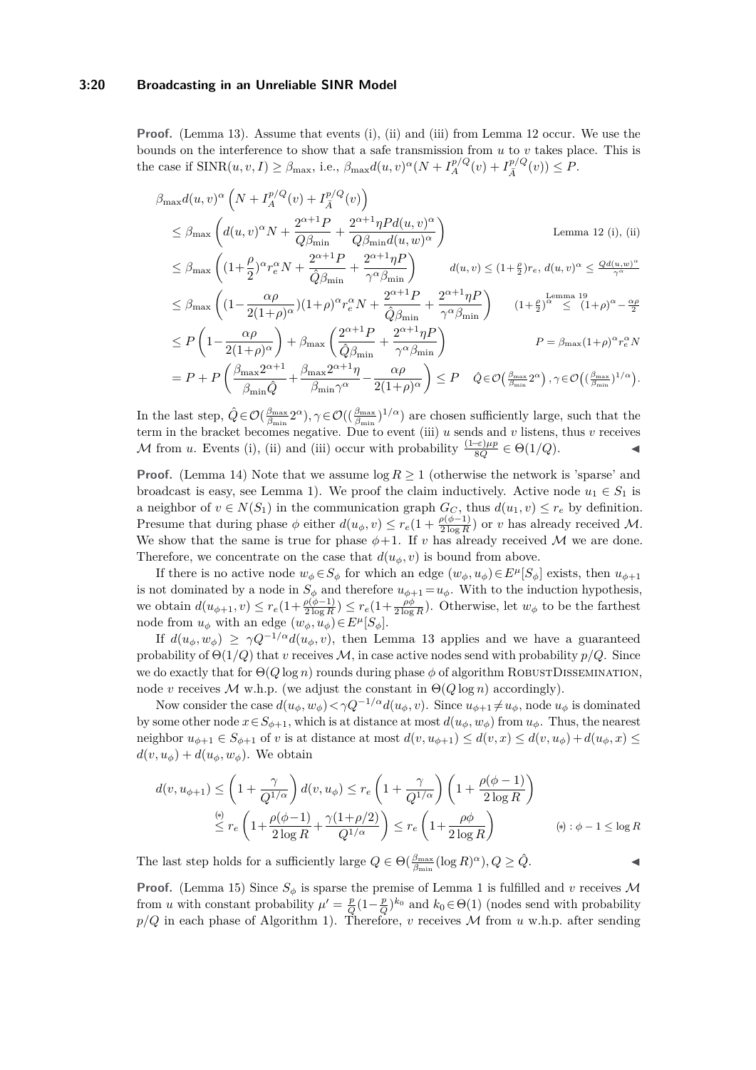**Proof.** (Lemma 13). Assume that events (i), (ii) and (iii) from Lemma 12 occur. We use the bounds on the interference to show that a safe transmission from $u$ to $v$ takes place. This is the case if $\text{SINR}(u,v,I) \geq \beta_{\max}$, i.e., $\beta_{\max} d(u,v)^\alpha (N + I_A^{p/Q}(v) + I_{\bar{A}}^{p/Q}(v)) \leq P$.

$$
\begin{aligned}
&\beta_{\max} d(u,v)^\alpha \left(N + I_A^{p/Q}(v) + I_{\bar{A}}^{p/Q}(v)\right) \\
&\leq \beta_{\max}\left(d(u,v)^\alpha N + \frac{2^{\alpha+1}P}{Q\beta_{\min}} + \frac{2^{\alpha+1}\eta P d(u,v)^\alpha}{Q\beta_{\min} d(u,w)^\alpha}\right) && \text{Lemma 12 (i), (ii)} \\
&\leq \beta_{\max}\left((1+\tfrac{\rho}{2})^\alpha r_e^\alpha N + \frac{2^{\alpha+1}P}{\hat{Q}\beta_{\min}} + \frac{2^{\alpha+1}\eta P}{\gamma^\alpha \beta_{\min}}\right) && d(u,v) \leq (1+\tfrac{\rho}{2})r_e,\ d(u,v)^\alpha \leq \tfrac{Q d(u,w)^\alpha}{\gamma^\alpha} \\
&\leq \beta_{\max}\left((1-\frac{\alpha\rho}{2(1+\rho)^\alpha})(1+\rho)^\alpha r_e^\alpha N + \frac{2^{\alpha+1}P}{\hat{Q}\beta_{\min}} + \frac{2^{\alpha+1}\eta P}{\gamma^\alpha \beta_{\min}}\right) && (1+\tfrac{\rho}{2})^\alpha \overset{\text{Lemma 19}}{\leq} (1+\rho)^\alpha - \tfrac{\alpha\rho}{2} \\
&\leq P\left(1-\frac{\alpha\rho}{2(1+\rho)^\alpha}\right) + \beta_{\max}\left(\frac{2^{\alpha+1}P}{\hat{Q}\beta_{\min}} + \frac{2^{\alpha+1}\eta P}{\gamma^\alpha \beta_{\min}}\right) && P = \beta_{\max}(1+\rho)^\alpha r_e^\alpha N \\
&= P + P\left(\frac{\beta_{\max}2^{\alpha+1}}{\beta_{\min}\hat{Q}} + \frac{\beta_{\max}2^{\alpha+1}\eta}{\beta_{\min}\gamma^\alpha} - \frac{\alpha\rho}{2(1+\rho)^\alpha}\right) \leq P && \hat{Q} \in \mathcal{O}\left(\tfrac{\beta_{\max}}{\beta_{\min}}2^\alpha\right), \gamma \in \mathcal{O}\left((\tfrac{\beta_{\max}}{\beta_{\min}})^{1/\alpha}\right).
\end{aligned}
$$

In the last step, $\hat{Q} \in \mathcal{O}(\frac{\beta_{\max}}{\beta_{\min}}2^\alpha), \gamma \in \mathcal{O}((\frac{\beta_{\max}}{\beta_{\min}})^{1/\alpha})$ are chosen sufficiently large, such that the term in the bracket becomes negative. Due to event (iii) $u$ sends and $v$ listens, thus $v$ receives $\mathcal{M}$ from $u$. Events (i), (ii) and (iii) occur with probability $\frac{(1-\varepsilon)\mu p}{8Q} \in \Theta(1/Q)$. ◀

**Proof.** (Lemma 14) Note that we assume $\log R \geq 1$ (otherwise the network is 'sparse' and broadcast is easy, see Lemma 1). We proof the claim inductively. Active node $u_1 \in S_1$ is a neighbor of $v \in N(S_1)$ in the communication graph $G_C$, thus $d(u_1, v) \leq r_e$ by definition. Presume that during phase $\phi$ either $d(u_\phi, v) \leq r_e(1 + \frac{\rho(\phi-1)}{2\log R})$ or $v$ has already received $\mathcal{M}$. We show that the same is true for phase $\phi+1$. If $v$ has already received $\mathcal{M}$ we are done. Therefore, we concentrate on the case that $d(u_\phi, v)$ is bound from above.

If there is no active node $w_\phi \in S_\phi$ for which an edge $(w_\phi, u_\phi) \in E^\mu[S_\phi]$ exists, then $u_{\phi+1}$ is not dominated by a node in $S_\phi$ and therefore $u_{\phi+1} = u_\phi$. With to the induction hypothesis, we obtain $d(u_{\phi+1}, v) \leq r_e(1+\frac{\rho(\phi-1)}{2\log R}) \leq r_e(1+\frac{\rho\phi}{2\log R})$. Otherwise, let $w_\phi$ to be the farthest node from $u_\phi$ with an edge $(w_\phi, u_\phi) \in E^\mu[S_\phi]$.

If $d(u_\phi, w_\phi) \geq \gamma Q^{-1/\alpha} d(u_\phi, v)$, then Lemma 13 applies and we have a guaranteed probability of $\Theta(1/Q)$ that $v$ receives $\mathcal{M}$, in case active nodes send with probability $p/Q$. Since we do exactly that for $\Theta(Q\log n)$ rounds during phase $\phi$ of algorithm RobustDissemination, node $v$ receives $\mathcal{M}$ w.h.p. (we adjust the constant in $\Theta(Q \log n)$ accordingly).

Now consider the case $d(u_\phi, w_\phi) < \gamma Q^{-1/\alpha} d(u_\phi, v)$. Since $u_{\phi+1} \neq u_\phi$, node $u_\phi$ is dominated by some other node $x \in S_{\phi+1}$, which is at distance at most $d(u_\phi, w_\phi)$ from $u_\phi$. Thus, the nearest neighbor $u_{\phi+1} \in S_{\phi+1}$ of $v$ is at distance at most $d(v, u_{\phi+1}) \leq d(v, x) \leq d(v, u_\phi) + d(u_\phi, x) \leq d(v, u_\phi) + d(u_\phi, w_\phi)$. We obtain

$$
\begin{aligned}
d(v, u_{\phi+1}) &\leq \left(1 + \frac{\gamma}{Q^{1/\alpha}}\right) d(v, u_\phi) \leq r_e\left(1 + \frac{\gamma}{Q^{1/\alpha}}\right)\left(1 + \frac{\rho(\phi-1)}{2\log R}\right) \\
&\overset{(*)}{\leq} r_e\left(1 + \frac{\rho(\phi-1)}{2\log R} + \frac{\gamma(1+\rho/2)}{Q^{1/\alpha}}\right) \leq r_e\left(1 + \frac{\rho\phi}{2\log R}\right) && (*): \phi - 1 \leq \log R
\end{aligned}
$$

The last step holds for a sufficiently large $Q \in \Theta(\frac{\beta_{\max}}{\beta_{\min}}(\log R)^\alpha), Q \geq \hat{Q}$. ◀

**Proof.** (Lemma 15) Since $S_\phi$ is sparse the premise of Lemma 1 is fulfilled and $v$ receives $\mathcal{M}$ from $u$ with constant probability $\mu' = \frac{p}{Q}(1-\frac{p}{Q})^{k_0}$ and $k_0 \in \Theta(1)$ (nodes send with probability $p/Q$ in each phase of Algorithm 1). Therefore, $v$ receives $\mathcal{M}$ from $u$ w.h.p. after sending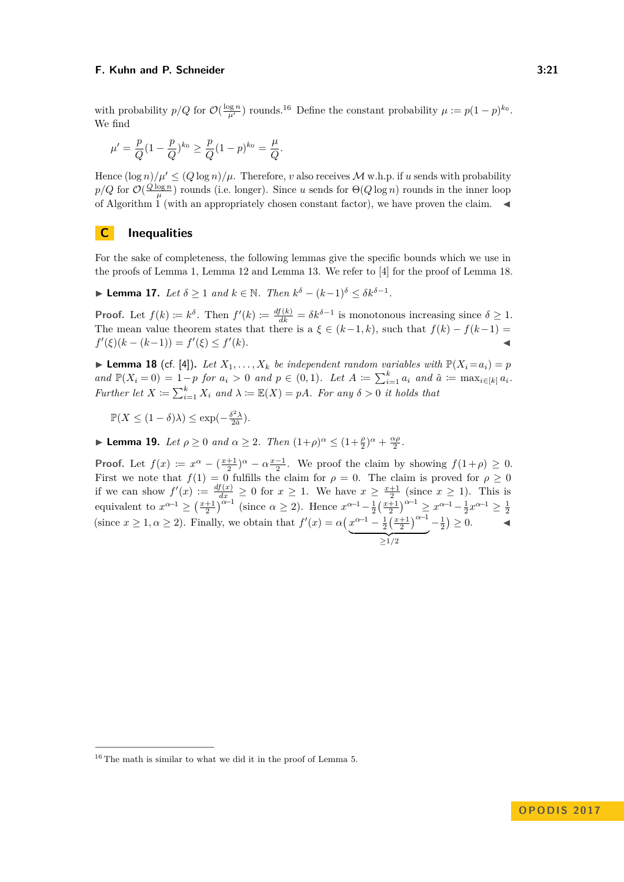with probability $p/Q$ for $\mathcal{O}(\frac{\log n}{\mu'})$ rounds.[16] Define the constant probability $\mu := p(1-p)^{k_0}$. We find

$$\mu' = \frac{p}{Q}(1-\frac{p}{Q})^{k_0} \geq \frac{p}{Q}(1-p)^{k_0} = \frac{\mu}{Q}.$$

Hence $(\log n)/\mu' \leq (Q \log n)/\mu$. Therefore, $v$ also receives $\mathcal{M}$ w.h.p. if $u$ sends with probability $p/Q$ for $\mathcal{O}(\frac{Q \log n}{\mu})$ rounds (i.e. longer). Since $u$ sends for $\Theta(Q \log n)$ rounds in the inner loop of Algorithm 1 (with an appropriately chosen constant factor), we have proven the claim. ◀

## C Inequalities

For the sake of completeness, the following lemmas give the specific bounds which we use in the proofs of Lemma 1, Lemma 12 and Lemma 13. We refer to [4] for the proof of Lemma 18.

▶ **Lemma 17.** *Let $\delta \geq 1$ and $k \in \mathbb{N}$. Then $k^\delta - (k-1)^\delta \leq \delta k^{\delta-1}$.*

**Proof.** Let $f(k) := k^\delta$. Then $f'(k) := \frac{df(k)}{dk} = \delta k^{\delta-1}$ is monotonous increasing since $\delta \geq 1$. The mean value theorem states that there is a $\xi \in (k-1,k)$, such that $f(k) - f(k-1) = f'(\xi)(k-(k-1)) = f'(\xi) \leq f'(k)$. ◀

▶ **Lemma 18** (cf. [4])**.** *Let $X_1, \ldots, X_k$ be independent random variables with $\mathbb{P}(X_i = a_i) = p$ and $\mathbb{P}(X_i = 0) = 1-p$ for $a_i > 0$ and $p \in (0,1)$. Let $A := \sum_{i=1}^{k} a_i$ and $\hat{a} := \max_{i \in [k]} a_i$. Further let $X := \sum_{i=1}^{k} X_i$ and $\lambda := \mathbb{E}(X) = pA$. For any $\delta > 0$ it holds that*

$$\mathbb{P}(X \leq (1-\delta)\lambda) \leq \exp(-\tfrac{\delta^2 \lambda}{2\hat{a}}).$$

▶ **Lemma 19.** *Let $\rho \geq 0$ and $\alpha \geq 2$. Then $(1+\rho)^\alpha \leq (1+\frac{\rho}{2})^\alpha + \frac{\alpha\rho}{2}$.*

**Proof.** Let $f(x) := x^\alpha - (\frac{x+1}{2})^\alpha - \alpha\frac{x-1}{2}$. We proof the claim by showing $f(1+\rho) \geq 0$. First we note that $f(1) = 0$ fulfills the claim for $\rho = 0$. The claim is proved for $\rho \geq 0$ if we can show $f'(x) := \frac{df(x)}{dx} \geq 0$ for $x \geq 1$. We have $x \geq \frac{x+1}{2}$ (since $x \geq 1$). This is equivalent to $x^{\alpha-1} \geq \big(\frac{x+1}{2}\big)^{\alpha-1}$ (since $\alpha \geq 2$). Hence $x^{\alpha-1} - \frac{1}{2}\big(\frac{x+1}{2}\big)^{\alpha-1} \geq x^{\alpha-1} - \frac{1}{2}x^{\alpha-1} \geq \frac{1}{2}$ (since $x \geq 1, \alpha \geq 2$). Finally, we obtain that $f'(x) = \alpha\big(\underbrace{x^{\alpha-1} - \tfrac{1}{2}\big(\tfrac{x+1}{2}\big)^{\alpha-1}}_{\geq 1/2} - \frac{1}{2}\big) \geq 0$. ◀

[16] The math is similar to what we did it in the proof of Lemma 5.